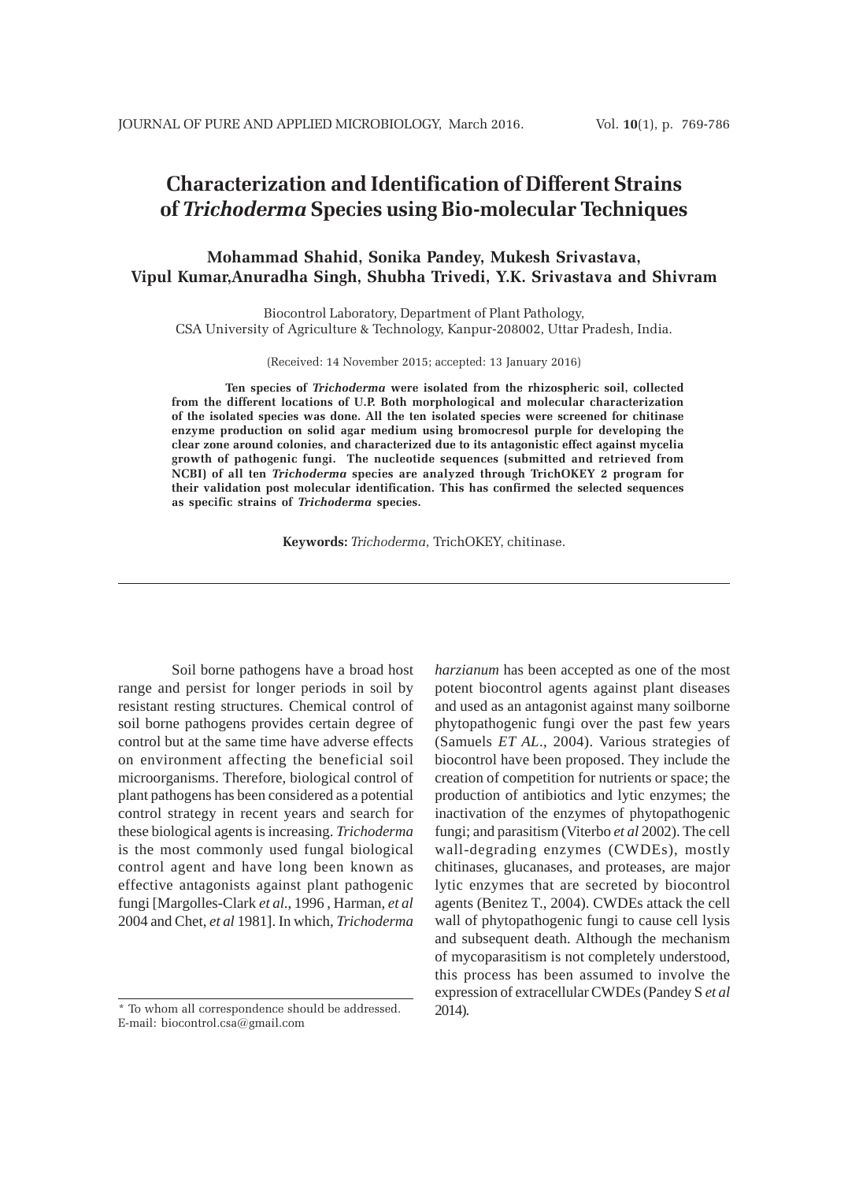# Characterization and Identification of Different Strains of *Trichoderma* Species using Bio-molecular Techniques

**Mohammad Shahid, Sonika Pandey, Mukesh Srivastava, Vipul Kumar,Anuradha Singh, Shubha Trivedi, Y.K. Srivastava and Shivram**

Biocontrol Laboratory, Department of Plant Pathology, CSA University of Agriculture & Technology, Kanpur-208002, Uttar Pradesh, India.

(Received: 14 November 2015; accepted: 13 January 2016)

**Ten species of *Trichoderma* were isolated from the rhizospheric soil, collected from the different locations of U.P. Both morphological and molecular characterization of the isolated species was done. All the ten isolated species were screened for chitinase enzyme production on solid agar medium using bromocresol purple for developing the clear zone around colonies, and characterized due to its antagonistic effect against mycelia growth of pathogenic fungi. The nucleotide sequences (submitted and retrieved from NCBI) of all ten *Trichoderma* species are analyzed through TrichOKEY 2 program for their validation post molecular identification. This has confirmed the selected sequences as specific strains of *Trichoderma* species.**

**Keywords:** *Trichoderma*, TrichOKEY, chitinase.

---

Soil borne pathogens have a broad host range and persist for longer periods in soil by resistant resting structures. Chemical control of soil borne pathogens provides certain degree of control but at the same time have adverse effects on environment affecting the beneficial soil microorganisms. Therefore, biological control of plant pathogens has been considered as a potential control strategy in recent years and search for these biological agents is increasing. *Trichoderma* is the most commonly used fungal biological control agent and have long been known as effective antagonists against plant pathogenic fungi [Margolles-Clark *et al.*, 1996 , Harman, *et al* 2004 and Chet, *et al* 1981]. In which, *Trichoderma harzianum* has been accepted as one of the most potent biocontrol agents against plant diseases and used as an antagonist against many soilborne phytopathogenic fungi over the past few years (Samuels *ET AL*., 2004). Various strategies of biocontrol have been proposed. They include the creation of competition for nutrients or space; the production of antibiotics and lytic enzymes; the inactivation of the enzymes of phytopathogenic fungi; and parasitism (Viterbo *et al* 2002). The cell wall-degrading enzymes (CWDEs), mostly chitinases, glucanases, and proteases, are major lytic enzymes that are secreted by biocontrol agents (Benitez T., 2004). CWDEs attack the cell wall of phytopathogenic fungi to cause cell lysis and subsequent death. Although the mechanism of mycoparasitism is not completely understood, this process has been assumed to involve the expression of extracellular CWDEs (Pandey S *et al* 2014).

* To whom all correspondence should be addressed.
E-mail: biocontrol.csa@gmail.com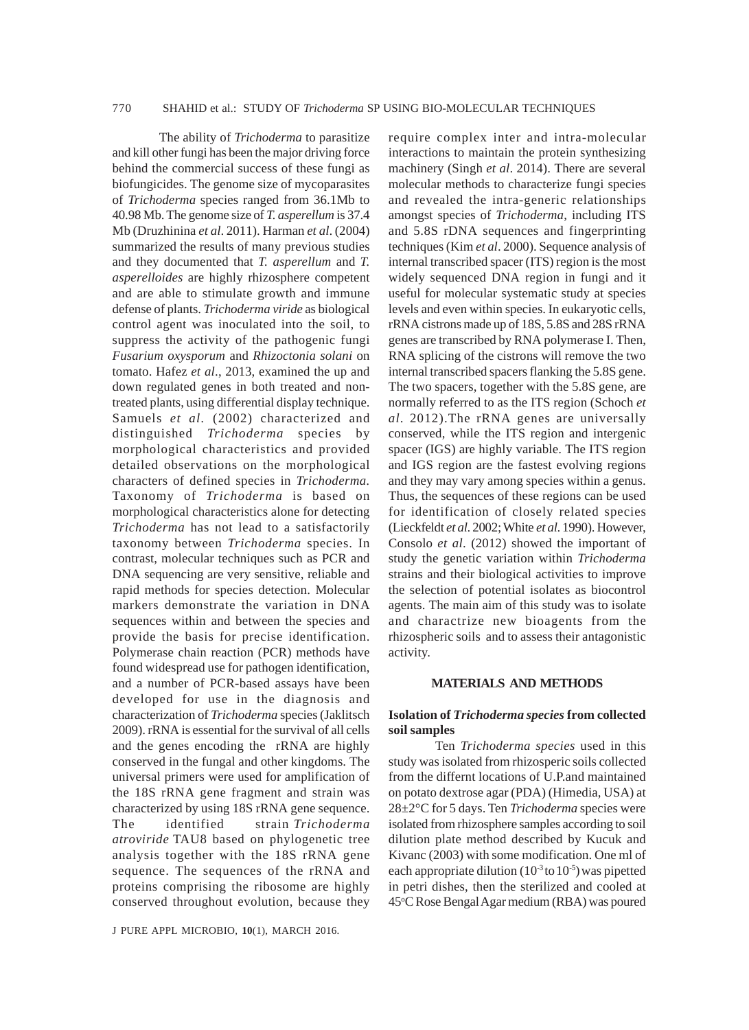The ability of *Trichoderma* to parasitize and kill other fungi has been the major driving force behind the commercial success of these fungi as biofungicides. The genome size of mycoparasites of *Trichoderma* species ranged from 36.1Mb to 40.98 Mb. The genome size of *T. asperellum* is 37.4 Mb (Druzhinina *et al*. 2011). Harman *et al*. (2004) summarized the results of many previous studies and they documented that *T. asperellum* and *T. asperelloides* are highly rhizosphere competent and are able to stimulate growth and immune defense of plants. *Trichoderma viride* as biological control agent was inoculated into the soil, to suppress the activity of the pathogenic fungi *Fusarium oxysporum* and *Rhizoctonia solani* on tomato. Hafez *et al*., 2013, examined the up and down regulated genes in both treated and non-treated plants, using differential display technique. Samuels *et al*. (2002) characterized and distinguished *Trichoderma* species by morphological characteristics and provided detailed observations on the morphological characters of defined species in *Trichoderma*. Taxonomy of *Trichoderma* is based on morphological characteristics alone for detecting *Trichoderma* has not lead to a satisfactorily taxonomy between *Trichoderma* species. In contrast, molecular techniques such as PCR and DNA sequencing are very sensitive, reliable and rapid methods for species detection. Molecular markers demonstrate the variation in DNA sequences within and between the species and provide the basis for precise identification. Polymerase chain reaction (PCR) methods have found widespread use for pathogen identification, and a number of PCR-based assays have been developed for use in the diagnosis and characterization of *Trichoderma* species (Jaklitsch 2009). rRNA is essential for the survival of all cells and the genes encoding the rRNA are highly conserved in the fungal and other kingdoms. The universal primers were used for amplification of the 18S rRNA gene fragment and strain was characterized by using 18S rRNA gene sequence. The identified strain *Trichoderma atroviride* TAU8 based on phylogenetic tree analysis together with the 18S rRNA gene sequence. The sequences of the rRNA and proteins comprising the ribosome are highly conserved throughout evolution, because they require complex inter and intra-molecular interactions to maintain the protein synthesizing machinery (Singh *et al*. 2014). There are several molecular methods to characterize fungi species and revealed the intra-generic relationships amongst species of *Trichoderma*, including ITS and 5.8S rDNA sequences and fingerprinting techniques (Kim *et al*. 2000). Sequence analysis of internal transcribed spacer (ITS) region is the most widely sequenced DNA region in fungi and it useful for molecular systematic study at species levels and even within species. In eukaryotic cells, rRNA cistrons made up of 18S, 5.8S and 28S rRNA genes are transcribed by RNA polymerase I. Then, RNA splicing of the cistrons will remove the two internal transcribed spacers flanking the 5.8S gene. The two spacers, together with the 5.8S gene, are normally referred to as the ITS region (Schoch *et al*. 2012).The rRNA genes are universally conserved, while the ITS region and intergenic spacer (IGS) are highly variable. The ITS region and IGS region are the fastest evolving regions and they may vary among species within a genus. Thus, the sequences of these regions can be used for identification of closely related species (Lieckfeldt *et al.* 2002; White *et al.* 1990). However, Consolo *et al*. (2012) showed the important of study the genetic variation within *Trichoderma* strains and their biological activities to improve the selection of potential isolates as biocontrol agents. The main aim of this study was to isolate and charactrize new bioagents from the rhizospheric soils and to assess their antagonistic activity.

## MATERIALS AND METHODS

### Isolation of *Trichoderma species* from collected soil samples

Ten *Trichoderma species* used in this study was isolated from rhizosperic soils collected from the differnt locations of U.P.and maintained on potato dextrose agar (PDA) (Himedia, USA) at 28±2°C for 5 days. Ten *Trichoderma* species were isolated from rhizosphere samples according to soil dilution plate method described by Kucuk and Kivanc (2003) with some modification. One ml of each appropriate dilution ($10^{-3}$ to $10^{-5}$) was pipetted in petri dishes, then the sterilized and cooled at 45°C Rose Bengal Agar medium (RBA) was poured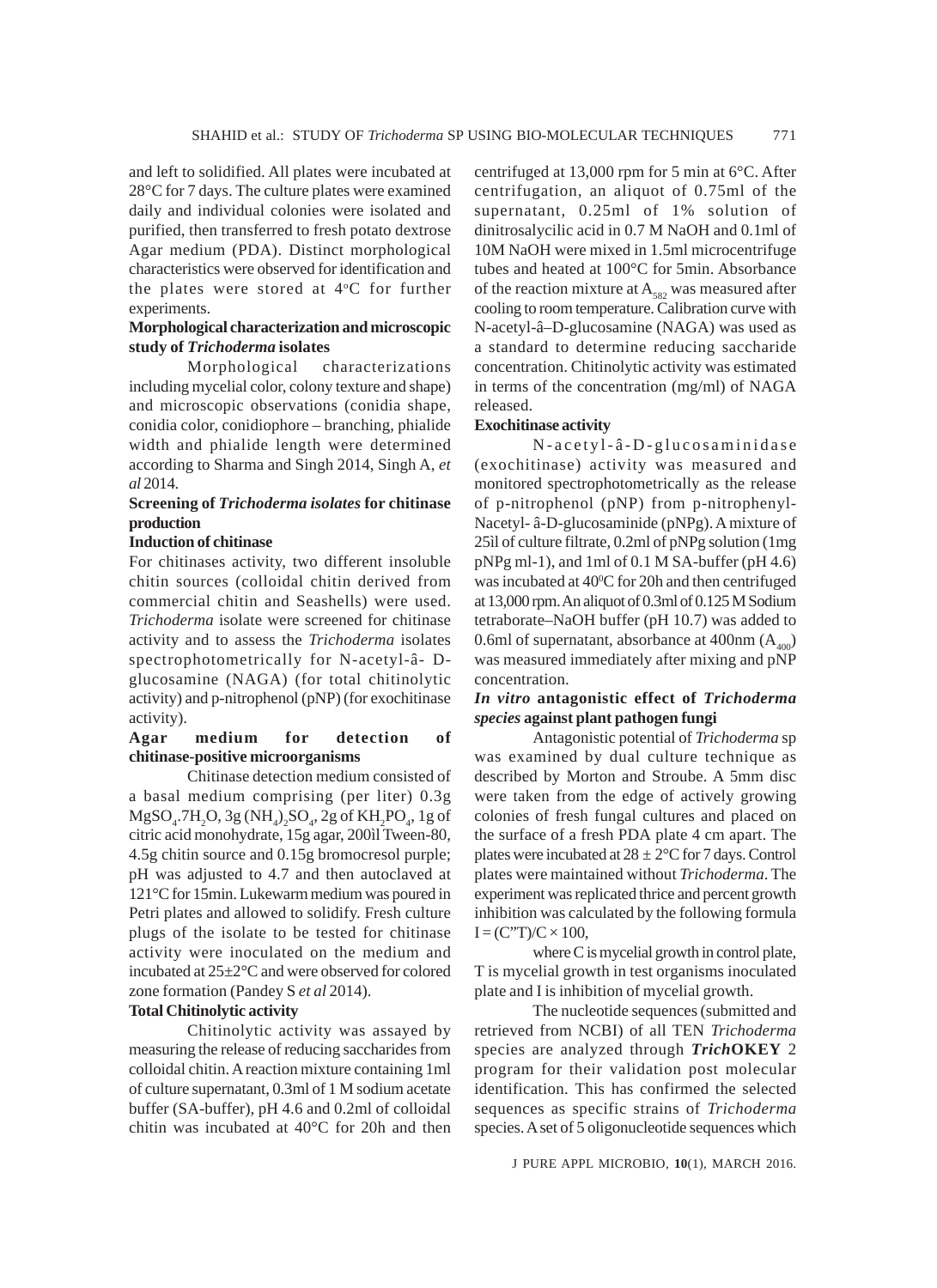and left to solidified. All plates were incubated at 28°C for 7 days. The culture plates were examined daily and individual colonies were isolated and purified, then transferred to fresh potato dextrose Agar medium (PDA). Distinct morphological characteristics were observed for identification and the plates were stored at 4°C for further experiments.

**Morphological characterization and microscopic study of *Trichoderma* isolates**

Morphological characterizations including mycelial color, colony texture and shape) and microscopic observations (conidia shape, conidia color, conidiophore – branching, phialide width and phialide length were determined according to Sharma and Singh 2014, Singh A, *et al* 2014.

**Screening of *Trichoderma isolates* for chitinase production**

**Induction of chitinase**

For chitinases activity, two different insoluble chitin sources (colloidal chitin derived from commercial chitin and Seashells) were used. *Trichoderma* isolate were screened for chitinase activity and to assess the *Trichoderma* isolates spectrophotometrically for N-acetyl-â- D-glucosamine (NAGA) (for total chitinolytic activity) and p-nitrophenol (pNP) (for exochitinase activity).

**Agar medium for detection of chitinase-positive microorganisms**

Chitinase detection medium consisted of a basal medium comprising (per liter) 0.3g $MgSO_4.7H_2O$, 3g $(NH_4)_2SO_4$, 2g of $KH_2PO_4$, 1g of citric acid monohydrate, 15g agar, 200ìl Tween-80, 4.5g chitin source and 0.15g bromocresol purple; pH was adjusted to 4.7 and then autoclaved at 121°C for 15min. Lukewarm medium was poured in Petri plates and allowed to solidify. Fresh culture plugs of the isolate to be tested for chitinase activity were inoculated on the medium and incubated at 25±2°C and were observed for colored zone formation (Pandey S *et al* 2014).

**Total Chitinolytic activity**

Chitinolytic activity was assayed by measuring the release of reducing saccharides from colloidal chitin. A reaction mixture containing 1ml of culture supernatant, 0.3ml of 1 M sodium acetate buffer (SA-buffer), pH 4.6 and 0.2ml of colloidal chitin was incubated at 40°C for 20h and then centrifuged at 13,000 rpm for 5 min at 6°C. After centrifugation, an aliquot of 0.75ml of the supernatant, 0.25ml of 1% solution of dinitrosalycilic acid in 0.7 M NaOH and 0.1ml of 10M NaOH were mixed in 1.5ml microcentrifuge tubes and heated at 100°C for 5min. Absorbance of the reaction mixture at $A_{582}$ was measured after cooling to room temperature. Calibration curve with N-acetyl-â–D-glucosamine (NAGA) was used as a standard to determine reducing saccharide concentration. Chitinolytic activity was estimated in terms of the concentration (mg/ml) of NAGA released.

**Exochitinase activity**

N-acetyl-â-D-glucosaminidase (exochitinase) activity was measured and monitored spectrophotometrically as the release of p-nitrophenol (pNP) from p-nitrophenyl-Nacetyl- â-D-glucosaminide (pNPg). A mixture of 25ìl of culture filtrate, 0.2ml of pNPg solution (1mg pNPg ml-1), and 1ml of 0.1 M SA-buffer (pH 4.6) was incubated at 40°C for 20h and then centrifuged at 13,000 rpm. An aliquot of 0.3ml of 0.125 M Sodium tetraborate–NaOH buffer (pH 10.7) was added to 0.6ml of supernatant, absorbance at 400nm ($A_{400}$) was measured immediately after mixing and pNP concentration.

***In vitro* antagonistic effect of *Trichoderma species* against plant pathogen fungi**

Antagonistic potential of *Trichoderma* sp was examined by dual culture technique as described by Morton and Stroube. A 5mm disc were taken from the edge of actively growing colonies of fresh fungal cultures and placed on the surface of a fresh PDA plate 4 cm apart. The plates were incubated at 28 ± 2°C for 7 days. Control plates were maintained without *Trichoderma*. The experiment was replicated thrice and percent growth inhibition was calculated by the following formula $I = (C\text{"}T)/C \times 100$,

where C is mycelial growth in control plate, T is mycelial growth in test organisms inoculated plate and I is inhibition of mycelial growth.

The nucleotide sequences (submitted and retrieved from NCBI) of all TEN *Trichoderma* species are analyzed through ***Trich*OKEY** 2 program for their validation post molecular identification. This has confirmed the selected sequences as specific strains of *Trichoderma* species. A set of 5 oligonucleotide sequences which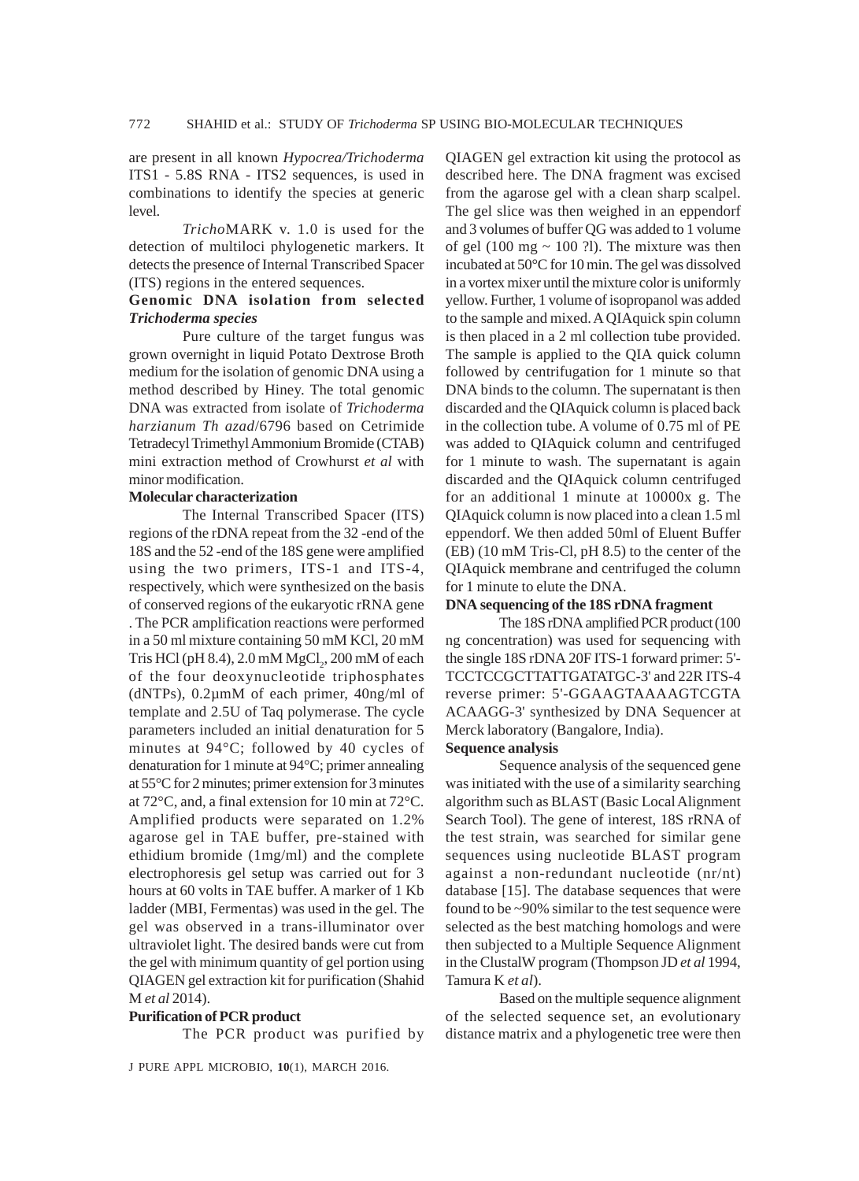are present in all known *Hypocrea/Trichoderma* ITS1 - 5.8S RNA - ITS2 sequences, is used in combinations to identify the species at generic level.

*Tricho*MARK v. 1.0 is used for the detection of multiloci phylogenetic markers. It detects the presence of Internal Transcribed Spacer (ITS) regions in the entered sequences.

### Genomic DNA isolation from selected *Trichoderma species*

Pure culture of the target fungus was grown overnight in liquid Potato Dextrose Broth medium for the isolation of genomic DNA using a method described by Hiney. The total genomic DNA was extracted from isolate of *Trichoderma harzianum Th azad*/6796 based on Cetrimide Tetradecyl Trimethyl Ammonium Bromide (CTAB) mini extraction method of Crowhurst *et al* with minor modification.

### Molecular characterization

The Internal Transcribed Spacer (ITS) regions of the rDNA repeat from the 32 -end of the 18S and the 52 -end of the 18S gene were amplified using the two primers, ITS-1 and ITS-4, respectively, which were synthesized on the basis of conserved regions of the eukaryotic rRNA gene . The PCR amplification reactions were performed in a 50 ml mixture containing 50 mM KCl, 20 mM Tris HCl (pH 8.4), 2.0 mM $MgCl_2$, 200 mM of each of the four deoxynucleotide triphosphates (dNTPs), 0.2µmM of each primer, 40ng/ml of template and 2.5U of Taq polymerase. The cycle parameters included an initial denaturation for 5 minutes at 94°C; followed by 40 cycles of denaturation for 1 minute at 94°C; primer annealing at 55°C for 2 minutes; primer extension for 3 minutes at 72°C, and, a final extension for 10 min at 72°C. Amplified products were separated on 1.2% agarose gel in TAE buffer, pre-stained with ethidium bromide (1mg/ml) and the complete electrophoresis gel setup was carried out for 3 hours at 60 volts in TAE buffer. A marker of 1 Kb ladder (MBI, Fermentas) was used in the gel. The gel was observed in a trans-illuminator over ultraviolet light. The desired bands were cut from the gel with minimum quantity of gel portion using QIAGEN gel extraction kit for purification (Shahid M *et al* 2014).

### Purification of PCR product

The PCR product was purified by QIAGEN gel extraction kit using the protocol as described here. The DNA fragment was excised from the agarose gel with a clean sharp scalpel. The gel slice was then weighed in an eppendorf and 3 volumes of buffer QG was added to 1 volume of gel (100 mg ~ 100 ?l). The mixture was then incubated at 50°C for 10 min. The gel was dissolved in a vortex mixer until the mixture color is uniformly yellow. Further, 1 volume of isopropanol was added to the sample and mixed. A QIAquick spin column is then placed in a 2 ml collection tube provided. The sample is applied to the QIA quick column followed by centrifugation for 1 minute so that DNA binds to the column. The supernatant is then discarded and the QIAquick column is placed back in the collection tube. A volume of 0.75 ml of PE was added to QIAquick column and centrifuged for 1 minute to wash. The supernatant is again discarded and the QIAquick column centrifuged for an additional 1 minute at 10000x g. The QIAquick column is now placed into a clean 1.5 ml eppendorf. We then added 50ml of Eluent Buffer (EB) (10 mM Tris-Cl, pH 8.5) to the center of the QIAquick membrane and centrifuged the column for 1 minute to elute the DNA.

### DNA sequencing of the 18S rDNA fragment

The 18S rDNA amplified PCR product (100 ng concentration) was used for sequencing with the single 18S rDNA 20F ITS-1 forward primer: 5'-TCCTCCGCTTATTGATATGC-3' and 22R ITS-4 reverse primer: 5'-GGAAGTAAAAGTCGTA ACAAGG-3' synthesized by DNA Sequencer at Merck laboratory (Bangalore, India).

### Sequence analysis

Sequence analysis of the sequenced gene was initiated with the use of a similarity searching algorithm such as BLAST (Basic Local Alignment Search Tool). The gene of interest, 18S rRNA of the test strain, was searched for similar gene sequences using nucleotide BLAST program against a non-redundant nucleotide (nr/nt) database [15]. The database sequences that were found to be ~90% similar to the test sequence were selected as the best matching homologs and were then subjected to a Multiple Sequence Alignment in the ClustalW program (Thompson JD *et al* 1994, Tamura K *et al*).

Based on the multiple sequence alignment of the selected sequence set, an evolutionary distance matrix and a phylogenetic tree were then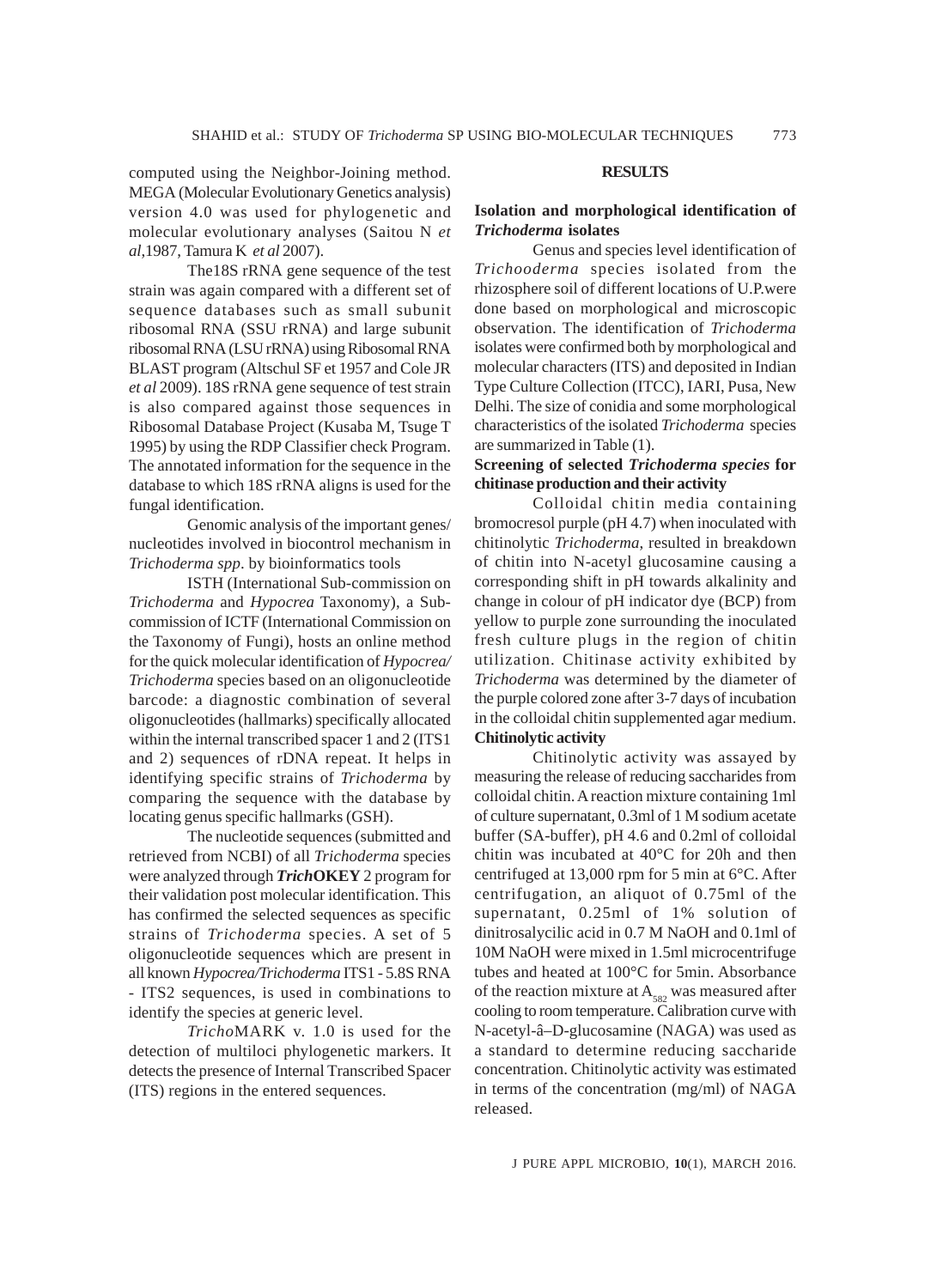computed using the Neighbor-Joining method. MEGA (Molecular Evolutionary Genetics analysis) version 4.0 was used for phylogenetic and molecular evolutionary analyses (Saitou N *et al*,1987, Tamura K *et al* 2007).

The18S rRNA gene sequence of the test strain was again compared with a different set of sequence databases such as small subunit ribosomal RNA (SSU rRNA) and large subunit ribosomal RNA (LSU rRNA) using Ribosomal RNA BLAST program (Altschul SF et 1957 and Cole JR *et al* 2009). 18S rRNA gene sequence of test strain is also compared against those sequences in Ribosomal Database Project (Kusaba M, Tsuge T 1995) by using the RDP Classifier check Program. The annotated information for the sequence in the database to which 18S rRNA aligns is used for the fungal identification.

Genomic analysis of the important genes/ nucleotides involved in biocontrol mechanism in *Trichoderma spp*. by bioinformatics tools

ISTH (International Sub-commission on *Trichoderma* and *Hypocrea* Taxonomy), a Sub-commission of ICTF (International Commission on the Taxonomy of Fungi), hosts an online method for the quick molecular identification of *Hypocrea/ Trichoderma* species based on an oligonucleotide barcode: a diagnostic combination of several oligonucleotides (hallmarks) specifically allocated within the internal transcribed spacer 1 and 2 (ITS1 and 2) sequences of rDNA repeat. It helps in identifying specific strains of *Trichoderma* by comparing the sequence with the database by locating genus specific hallmarks (GSH).

The nucleotide sequences (submitted and retrieved from NCBI) of all *Trichoderma* species were analyzed through ***Trich*OKEY** 2 program for their validation post molecular identification. This has confirmed the selected sequences as specific strains of *Trichoderma* species. A set of 5 oligonucleotide sequences which are present in all known *Hypocrea/Trichoderma* ITS1 - 5.8S RNA - ITS2 sequences, is used in combinations to identify the species at generic level.

*Tricho*MARK v. 1.0 is used for the detection of multiloci phylogenetic markers. It detects the presence of Internal Transcribed Spacer (ITS) regions in the entered sequences.

## RESULTS

### Isolation and morphological identification of *Trichoderma* isolates

Genus and species level identification of *Trichooderma* species isolated from the rhizosphere soil of different locations of U.P.were done based on morphological and microscopic observation. The identification of *Trichoderma* isolates were confirmed both by morphological and molecular characters (ITS) and deposited in Indian Type Culture Collection (ITCC), IARI, Pusa, New Delhi. The size of conidia and some morphological characteristics of the isolated *Trichoderma* species are summarized in Table (1).

### Screening of selected *Trichoderma species* for chitinase production and their activity

Colloidal chitin media containing bromocresol purple (pH 4.7) when inoculated with chitinolytic *Trichoderma*, resulted in breakdown of chitin into N-acetyl glucosamine causing a corresponding shift in pH towards alkalinity and change in colour of pH indicator dye (BCP) from yellow to purple zone surrounding the inoculated fresh culture plugs in the region of chitin utilization. Chitinase activity exhibited by *Trichoderma* was determined by the diameter of the purple colored zone after 3-7 days of incubation in the colloidal chitin supplemented agar medium.

### Chitinolytic activity

Chitinolytic activity was assayed by measuring the release of reducing saccharides from colloidal chitin. A reaction mixture containing 1ml of culture supernatant, 0.3ml of 1 M sodium acetate buffer (SA-buffer), pH 4.6 and 0.2ml of colloidal chitin was incubated at 40°C for 20h and then centrifuged at 13,000 rpm for 5 min at 6°C. After centrifugation, an aliquot of 0.75ml of the supernatant, 0.25ml of 1% solution of dinitrosalycilic acid in 0.7 M NaOH and 0.1ml of 10M NaOH were mixed in 1.5ml microcentrifuge tubes and heated at 100°C for 5min. Absorbance of the reaction mixture at $A_{582}$ was measured after cooling to room temperature. Calibration curve with N-acetyl-â–D-glucosamine (NAGA) was used as a standard to determine reducing saccharide concentration. Chitinolytic activity was estimated in terms of the concentration (mg/ml) of NAGA released.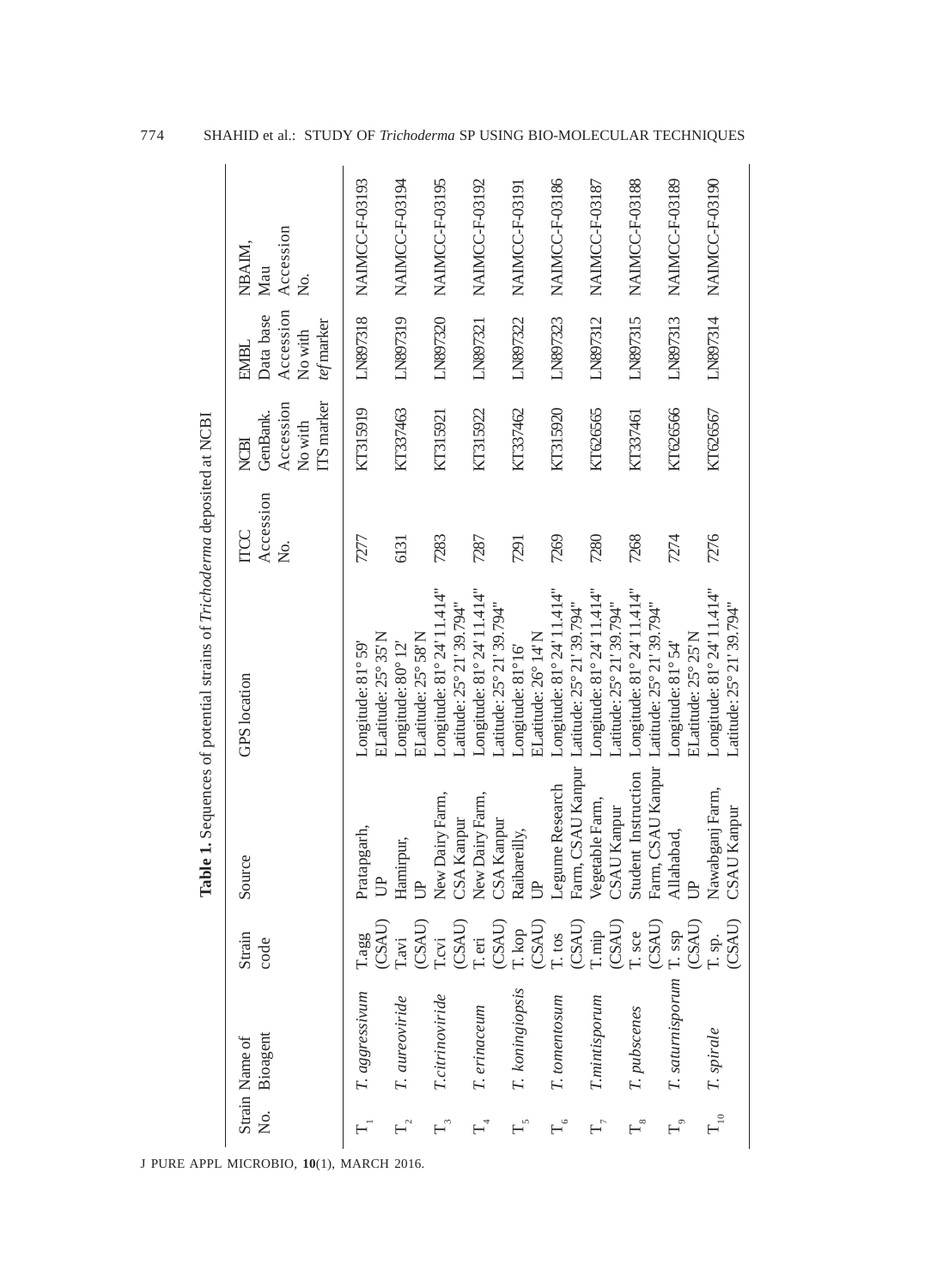**Table 1.** Sequences of potential strains of *Trichoderma* deposited at NCBI

| Strain No. | Name of Bioagent | Strain code | Source | GPS location | ITCC Accession No. | NCBI GenBank. Accession No with ITS marker | EMBL Data base Accession No with *tef* marker | NBAIM, Mau Accession No. |
|---|---|---|---|---|---|---|---|---|
| $T_1$ | *T. aggressivum* | T.agg (CSAU) | Pratapgarh, UP | Longitude: 81° 59' ELatitude: 25° 35' N | 7277 | KT315919 | LN897318 | NAIMCC-F-03193 |
| $T_2$ | *T. aureoviride* | T.avi (CSAU) | Hamirpur, UP | Longitude: 80° 12' ELatitude: 25° 58' N | 6131 | KT337463 | LN897319 | NAIMCC-F-03194 |
| $T_3$ | *T.citrinoviride* | T.cvi (CSAU) | New Dairy Farm, CSA Kanpur | Longitude: 81° 24' 11.414" Latitude: 25° 21' 39.794" | 7283 | KT315921 | LN897320 | NAIMCC-F-03195 |
| $T_4$ | *T. erinaceum* | T. eri (CSAU) | New Dairy Farm, CSA Kanpur | Longitude: 81° 24' 11.414" Latitude: 25° 21' 39.794" | 7287 | KT315922 | LN897321 | NAIMCC-F-03192 |
| $T_5$ | *T. koningiopsis* | T. kop (CSAU) | Raibareilly, UP | Longitude: 81° 16' ELatitude: 26° 14' N | 7291 | KT337462 | LN897322 | NAIMCC-F-03191 |
| $T_6$ | *T. tomentosum* | T. tos (CSAU) | Legume Research Farm, CSAU Kanpur | Longitude: 81° 24' 11.414" Latitude: 25° 21' 39.794" | 7269 | KT315920 | LN897323 | NAIMCC-F-03186 |
| $T_7$ | *T.mintisporum* | T. mip (CSAU) | Vegetable Farm, CSAU Kanpur | Longitude: 81° 24' 11.414" Latitude: 25° 21' 39.794" | 7280 | KT626565 | LN897312 | NAIMCC-F-03187 |
| $T_8$ | *T. pubscenes* | T. sce (CSAU) | Student Instruction Farm, CSAU Kanpur | Longitude: 81° 24' 11.414" Latitude: 25° 21' 39.794" | 7268 | KT337461 | LN897315 | NAIMCC-F-03188 |
| $T_9$ | *T. saturnisporum* | T. ssp (CSAU) | Allahabad, UP | Longitude: 81° 54' ELatitude: 25° 25' N | 7274 | KT626566 | LN897313 | NAIMCC-F-03189 |
| $T_{10}$ | *T. spirale* | T. sp. (CSAU) | Nawabganj Farm, CSAU Kanpur | Longitude: 81° 24' 11.414" Latitude: 25° 21' 39.794" | 7276 | KT626567 | LN897314 | NAIMCC-F-03190 |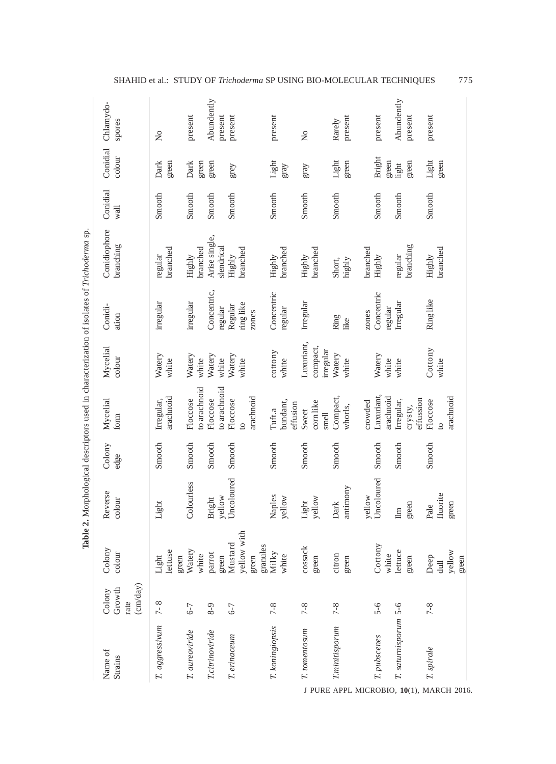**Table 2.** Morphological descriptors used in characterization of isolates of *Trichoderma* sp.

| Name of Strains | Colony Growth rate (cm/day) | Colony colour | Reverse colour | Colony edge | Mycelial form | Mycelial colour | Conidi-ation | Conidiophore branching | Conidial wall | Conidial colour | Chlamydo-spores |
|---|---|---|---|---|---|---|---|---|---|---|---|
| *T. aggressivum* | 7- 8 | Light lettuse green | Light | Smooth | Irregular, arachnoid | Watery white | irregular | regular branched | Smooth | Dark green | No |
| *T. aureoviride* | 6-7 | Watery white | Colourless | Smooth | Floccose to arachnoid | Watery white | irregular | Highly branched | Smooth | Dark green | present |
| *T.citrinoviride* | 8-9 | parrot green | Bright yellow | Smooth | Floccose to arachnoid | Watery white | Concentric, regular | Arise single, slendrical | Smooth | green | Abundently present |
| *T. erinaceum* | 6-7 | Mustard yellow with green granules | Uncoloured | Smooth | Floccose to arachnoid | Watery white | Regular ring like zones | Highly branched | Smooth | grey | present |
| *T. koningiopsis* | 7-8 | Milky white | Naples yellow | Smooth | Tuft.a bundant, effusion | cottony white | Concentric regular | Highly branched | Smooth | Light gray | present |
| *T. tomentosum* | 7-8 | cossack green | Light yellow | Smooth | Sweet corn like smell | Luxuriant, compact, irregular | Irregular | Highly branched | Smooth | gray | No |
| *T.minitisporum* | 7-8 | citron green | Dark antimony yellow | Smooth | Compact, whorls, crowded | Watery white | Ring like zones | Short, highly branched | Smooth | Light green | Rarely present |
| *T. pubscenes* | 5-6 | Cottony white | Uncoloured | Smooth | Luxuriant, arachnoid | Watery white | Concentric regular | Highly | Smooth | Bright green | present |
| *T. saturnisporum* | 5-6 | lettuce green | Ilm green | Smooth | Irregular, crysty, effussion | white | Irregular | regular branching | Smooth | light green | Abundently present |
| *T. spirale* | 7-8 | Deep dull yellow green | Pale fluorite green | Smooth | Floccose to arachnoid | Cottony white | Ring like | Highly branched | Smooth | Light green | present |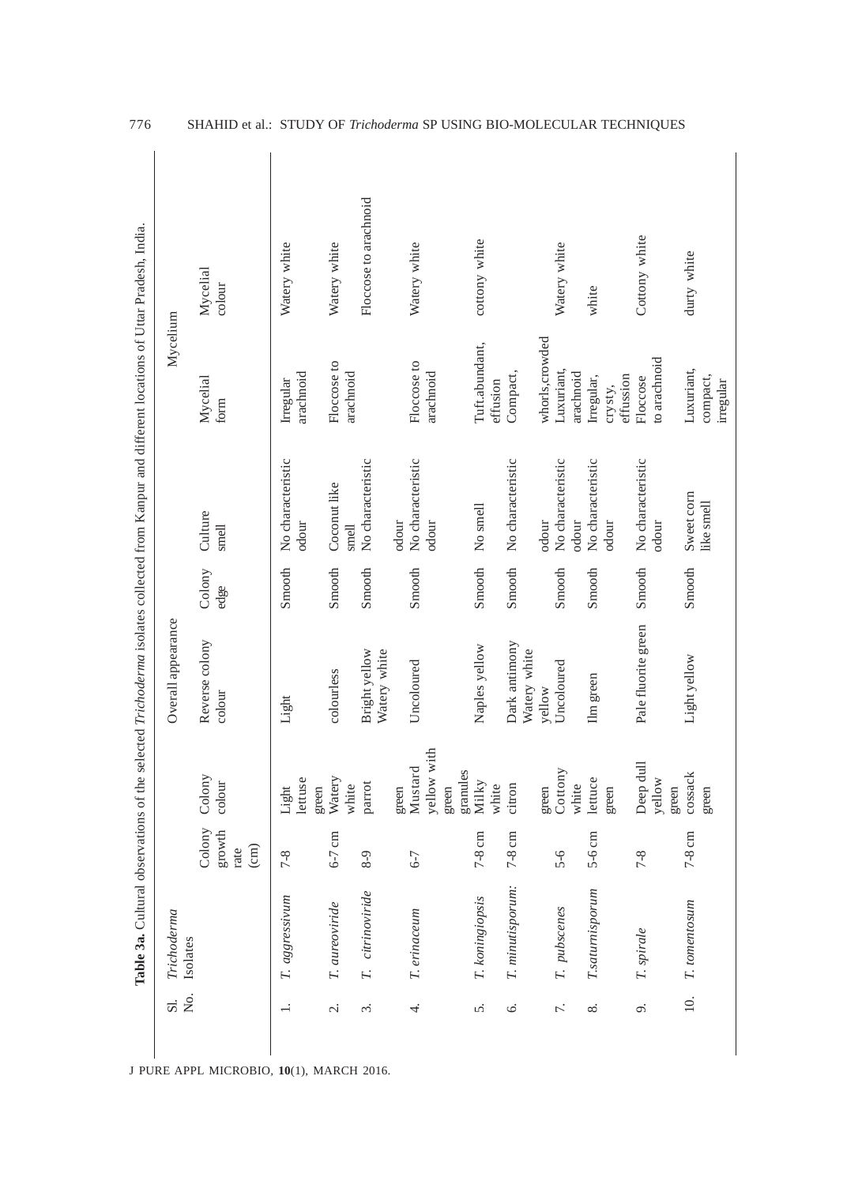**Table 3a.** Cultural observations of the selected *Trichoderma* isolates collected from Kanpur and different locations of Uttar Pradesh, India.

| Sl. No. | *Trichoderma* Isolates | Colony growth rate (cm) | Colony colour | Overall appearance | | | Mycelium | |
|---|---|---|---|---|---|---|---|---|
| | | | | Reverse colony colour | Colony edge | Culture smell | Mycelial form | Mycelial colour |
| 1. | *T. aggressivum* | 7-8 | Light lettuse green | Light | Smooth | No characteristic odour | Irregular arachnoid | Watery white |
| 2. | *T. aureoviride* | 6-7 cm | Watery white | colourless | Smooth | Coconut like smell | Floccose to arachnoid | Watery white |
| 3. | *T. citrinoviride* | 8-9 | parrot green | Bright yellow Watery white | Smooth | No characteristic odour | | Floccose to arachnoid |
| 4. | *T. erinaceum* | 6-7 | Mustard yellow with green granules | Uncoloured | Smooth | No characteristic odour | Floccose to arachnoid | Watery white |
| 5. | *T. koningiopsis* | 7-8 cm | Milky white | Naples yellow | Smooth | No smell | Tuft,abundant, effusion | cottony white |
| 6. | *T. minutisporum:* | 7-8 cm | citron green | Dark antimony Watery white yellow | Smooth | No characteristic odour | Compact, whorls,crowded | |
| 7. | *T. pubscenes* | 5-6 | Cottony white | Uncoloured | Smooth | No characteristic odour | Luxuriant, arachnoid | Watery white |
| 8. | *T.saturnisporum* | 5-6 cm | lettuce green | Ilm green | Smooth | No characteristic odour | Irregular, crysty, effussion | white |
| 9. | *T. spirale* | 7-8 | Deep dull yellow green | Pale fluorite green | Smooth | No characteristic odour | Floccose to arachnoid | Cottony white |
| 10. | *T. tomentosum* | 7-8 cm | cossack green | Light yellow | Smooth | Sweet corn like smell | Luxuriant, compact, irregular | durty white |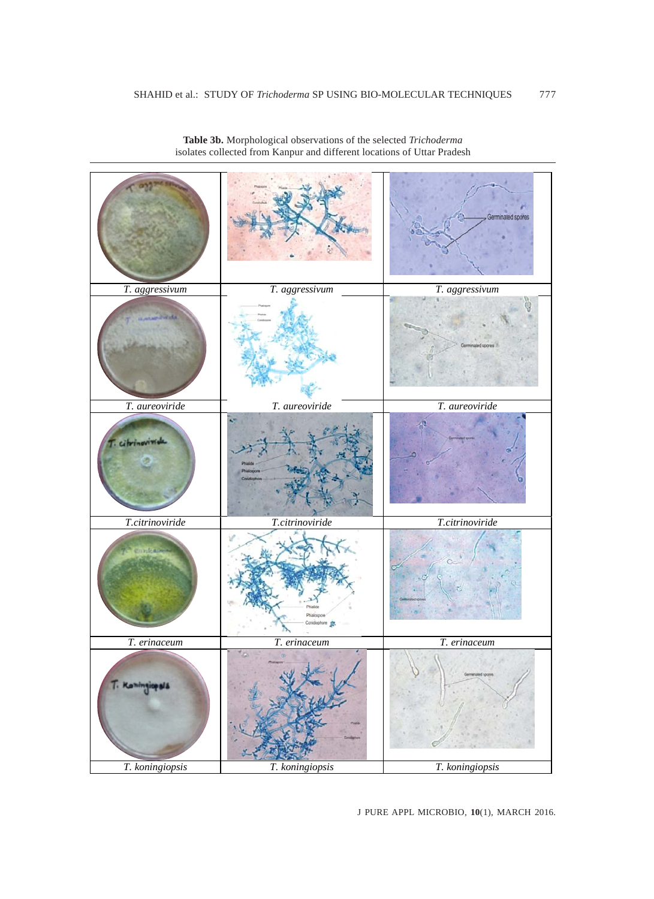**Table 3b.** Morphological observations of the selected *Trichoderma* isolates collected from Kanpur and different locations of Uttar Pradesh

| | | |
|---|---|---|
| *T. aggressivum* | *T. aggressivum* | *T. aggressivum* |
| *T. aureoviride* | *T. aureoviride* | *T. aureoviride* |
| *T.citrinoviride* | *T.citrinoviride* | *T.citrinoviride* |
| *T. erinaceum* | *T. erinaceum* | *T. erinaceum* |
| *T. koningiopsis* | *T. koningiopsis* | *T. koningiopsis* |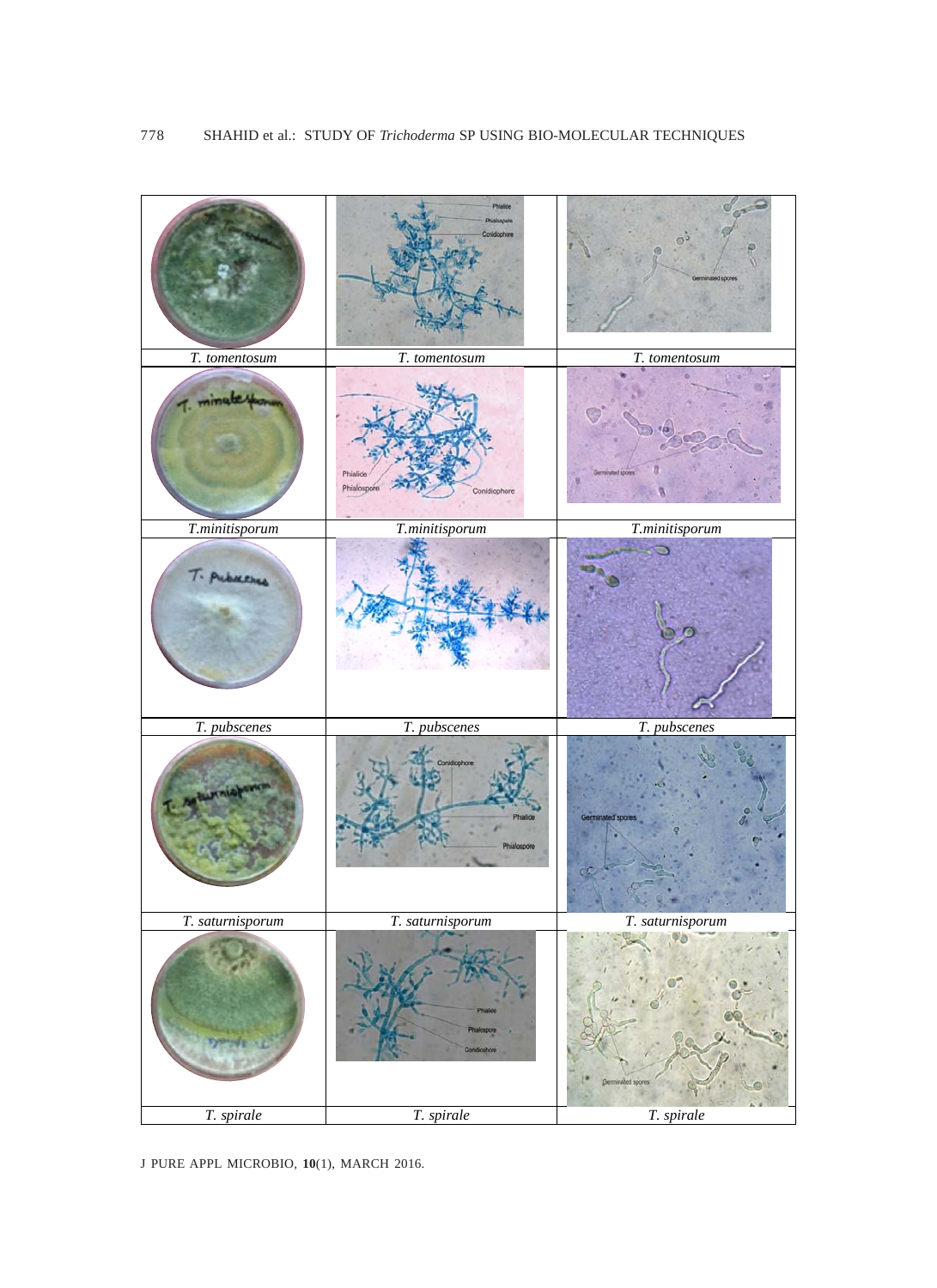| *T. tomentosum* | *T. tomentosum* | *T. tomentosum* |
|---|---|---|
| *T.minitisporum* | *T.minitisporum* | *T.minitisporum* |
| *T. pubscenes* | *T. pubscenes* | *T. pubscenes* |
| *T. saturnisporum* | *T. saturnisporum* | *T. saturnisporum* |
| *T. spirale* | *T. spirale* | *T. spirale* |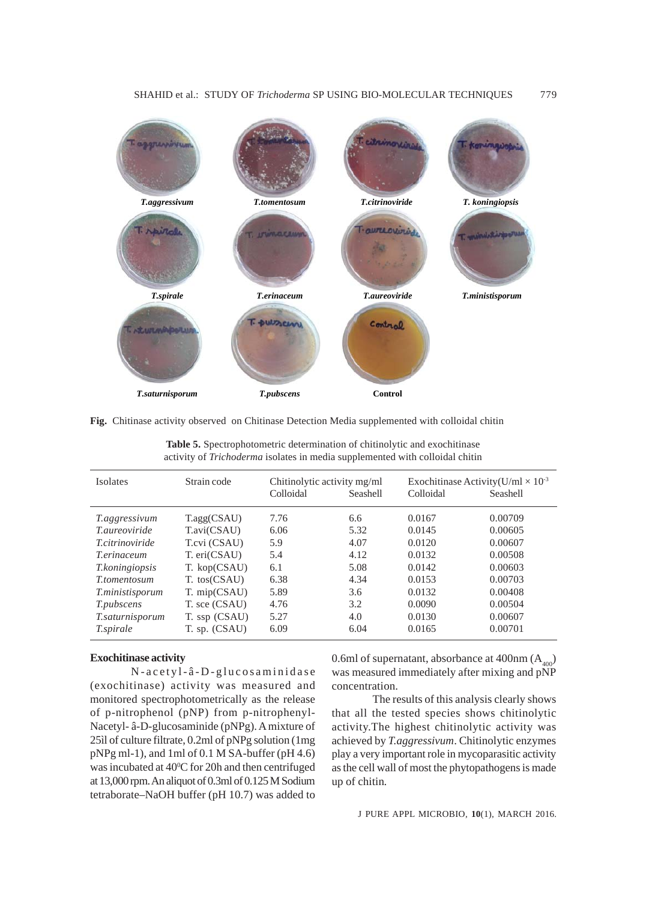T.aggressivum T.tomentosum T.citrinoviride T. koningiopsis

T.spirale T.erinaceum T.aureoviride T.ministisporum

T.saturnisporum T.pubscens Control

**Fig.** Chitinase activity observed on Chitinase Detection Media supplemented with colloidal chitin

**Table 5.** Spectrophotometric determination of chitinolytic and exochitinase activity of *Trichoderma* isolates in media supplemented with colloidal chitin

| Isolates | Strain code | Chitinolytic activity mg/ml | | Exochitinase Activity(U/ml × $10^{-3}$ | |
|---|---|---|---|---|---|
| | | Colloidal | Seashell | Colloidal | Seashell |
| *T.aggressivum* | T.agg(CSAU) | 7.76 | 6.6 | 0.0167 | 0.00709 |
| *T.aureoviride* | T.avi(CSAU) | 6.06 | 5.32 | 0.0145 | 0.00605 |
| *T.citrinoviride* | T.cvi (CSAU) | 5.9 | 4.07 | 0.0120 | 0.00607 |
| *T.erinaceum* | T. eri(CSAU) | 5.4 | 4.12 | 0.0132 | 0.00508 |
| *T.koningiopsis* | T. kop(CSAU) | 6.1 | 5.08 | 0.0142 | 0.00603 |
| *T.tomentosum* | T. tos(CSAU) | 6.38 | 4.34 | 0.0153 | 0.00703 |
| *T.ministisporum* | T. mip(CSAU) | 5.89 | 3.6 | 0.0132 | 0.00408 |
| *T.pubscens* | T. sce (CSAU) | 4.76 | 3.2 | 0.0090 | 0.00504 |
| *T.saturnisporum* | T. ssp (CSAU) | 5.27 | 4.0 | 0.0130 | 0.00607 |
| *T.spirale* | T. sp. (CSAU) | 6.09 | 6.04 | 0.0165 | 0.00701 |

**Exochitinase activity**

N-acetyl-â-D-glucosaminidase (exochitinase) activity was measured and monitored spectrophotometrically as the release of p-nitrophenol (pNP) from p-nitrophenyl-Nacetyl- â-D-glucosaminide (pNPg). A mixture of 25ìl of culture filtrate, 0.2ml of pNPg solution (1mg pNPg ml-1), and 1ml of 0.1 M SA-buffer (pH 4.6) was incubated at 40°C for 20h and then centrifuged at 13,000 rpm. An aliquot of 0.3ml of 0.125 M Sodium tetraborate–NaOH buffer (pH 10.7) was added to 0.6ml of supernatant, absorbance at 400nm ($A_{400}$) was measured immediately after mixing and pNP concentration.

The results of this analysis clearly shows that all the tested species shows chitinolytic activity.The highest chitinolytic activity was achieved by *T.aggressivum*. Chitinolytic enzymes play a very important role in mycoparasitic activity as the cell wall of most the phytopathogens is made up of chitin.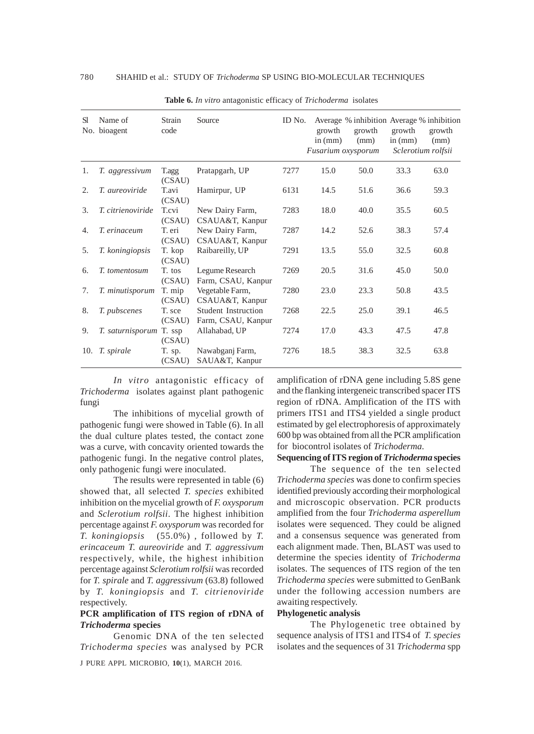**Table 6.** *In vitro* antagonistic efficacy of *Trichoderma* isolates

| Sl No. | Name of bioagent | Strain code | Source | ID No. | Average growth in (mm) | % inhibition growth (mm) | Average growth in (mm) | % inhibition growth (mm) |
|---|---|---|---|---|---|---|---|---|
| | | | | | *Fusarium oxysporum* | | *Sclerotium rolfsii* | |
| 1. | *T. aggressivum* | T.agg (CSAU) | Pratapgarh, UP | 7277 | 15.0 | 50.0 | 33.3 | 63.0 |
| 2. | *T. aureoviride* | T.avi (CSAU) | Hamirpur, UP | 6131 | 14.5 | 51.6 | 36.6 | 59.3 |
| 3. | *T. citrienoviride* | T.cvi (CSAU) | New Dairy Farm, CSAUA&T, Kanpur | 7283 | 18.0 | 40.0 | 35.5 | 60.5 |
| 4. | *T. erinaceum* | T. eri (CSAU) | New Dairy Farm, CSAUA&T, Kanpur | 7287 | 14.2 | 52.6 | 38.3 | 57.4 |
| 5. | *T. koningiopsis* | T. kop (CSAU) | Raibareilly, UP | 7291 | 13.5 | 55.0 | 32.5 | 60.8 |
| 6. | *T. tomentosum* | T. tos (CSAU) | Legume Research Farm, CSAU, Kanpur | 7269 | 20.5 | 31.6 | 45.0 | 50.0 |
| 7. | *T. minutisporum* | T. mip (CSAU) | Vegetable Farm, CSAUA&T, Kanpur | 7280 | 23.0 | 23.3 | 50.8 | 43.5 |
| 8. | *T. pubscenes* | T. sce (CSAU) | Student Instruction Farm, CSAU, Kanpur | 7268 | 22.5 | 25.0 | 39.1 | 46.5 |
| 9. | *T. saturnisporum* | T. ssp (CSAU) | Allahabad, UP | 7274 | 17.0 | 43.3 | 47.5 | 47.8 |
| 10. | *T. spirale* | T. sp. (CSAU) | Nawabganj Farm, SAUA&T, Kanpur | 7276 | 18.5 | 38.3 | 32.5 | 63.8 |

*In vitro* antagonistic efficacy of *Trichoderma* isolates against plant pathogenic fungi

The inhibitions of mycelial growth of pathogenic fungi were showed in Table (6). In all the dual culture plates tested, the contact zone was a curve, with concavity oriented towards the pathogenic fungi. In the negative control plates, only pathogenic fungi were inoculated.

The results were represented in table (6) showed that, all selected *T. species* exhibited inhibition on the mycelial growth of *F. oxysporum* and *Sclerotium rolfsii*. The highest inhibition percentage against *F. oxysporum* was recorded for *T. koningiopsis* (55.0%) , followed by *T. erincaceum T. aureoviride* and *T. aggressivum* respectively, while, the highest inhibition percentage against *Sclerotium rolfsii* was recorded for *T. spirale* and *T. aggressivum* (63.8) followed by *T. koningiopsis* and *T. citrienoviride* respectively.

**PCR amplification of ITS region of rDNA of *Trichoderma* species**

Genomic DNA of the ten selected *Trichoderma species* was analysed by PCR amplification of rDNA gene including 5.8S gene and the flanking intergeneic transcribed spacer ITS region of rDNA. Amplification of the ITS with primers ITS1 and ITS4 yielded a single product estimated by gel electrophoresis of approximately 600 bp was obtained from all the PCR amplification for biocontrol isolates of *Trichoderma*.

**Sequencing of ITS region of *Trichoderma* species**

The sequence of the ten selected *Trichoderma species* was done to confirm species identified previously according their morphological and microscopic observation. PCR products amplified from the four *Trichoderma asperellum* isolates were sequenced. They could be aligned and a consensus sequence was generated from each alignment made. Then, BLAST was used to determine the species identity of *Trichoderma* isolates. The sequences of ITS region of the ten *Trichoderma species* were submitted to GenBank under the following accession numbers are awaiting respectively.

**Phylogenetic analysis**

The Phylogenetic tree obtained by sequence analysis of ITS1 and ITS4 of *T. species* isolates and the sequences of 31 *Trichoderma* spp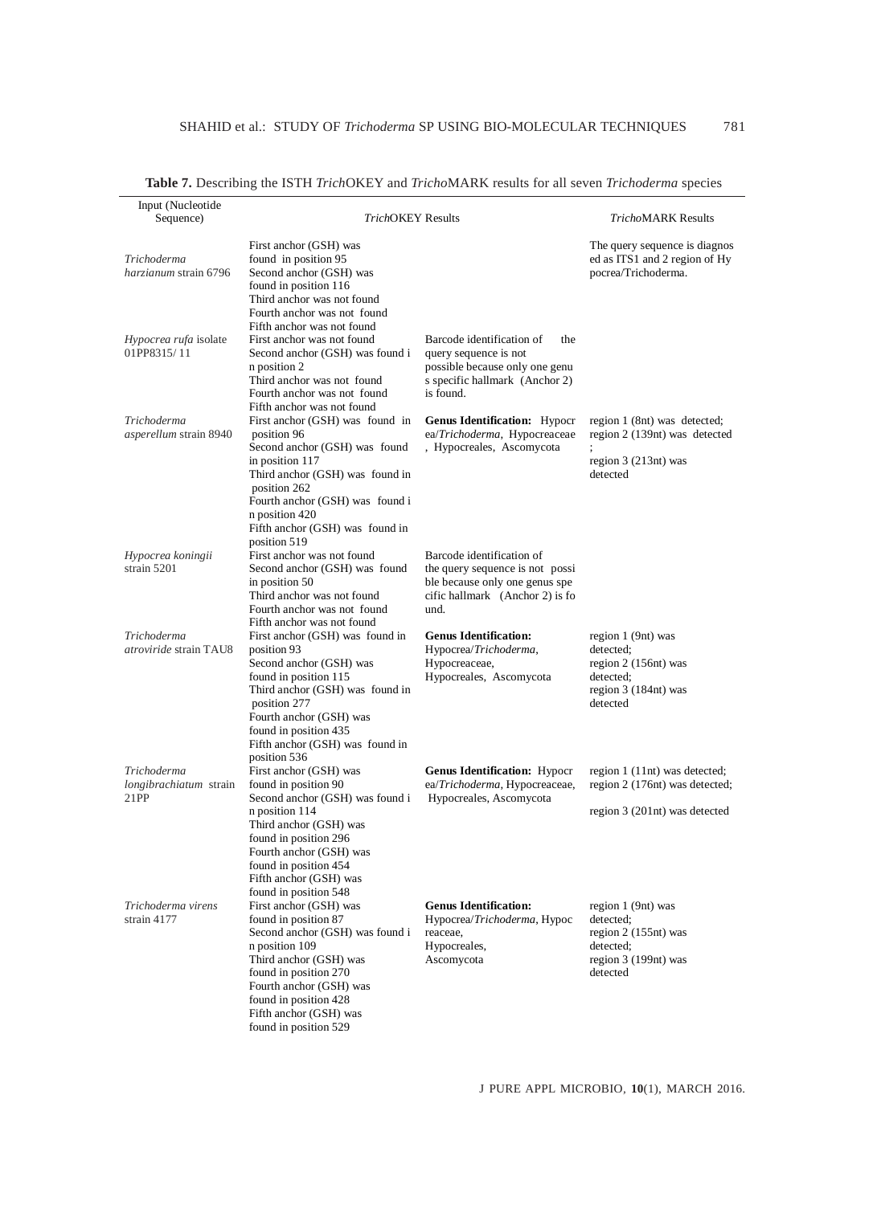**Table 7.** Describing the ISTH *Trich*OKEY and *Tricho*MARK results for all seven *Trichoderma* species

| Input (Nucleotide Sequence) | *Trich*OKEY Results | | *Tricho*MARK Results |
|---|---|---|---|
| *Trichoderma harzianum* strain 6796 | First anchor (GSH) was found in position 95<br>Second anchor (GSH) was found in position 116<br>Third anchor was not found<br>Fourth anchor was not found<br>Fifth anchor was not found | | The query sequence is diagnosed as ITS1 and 2 region of Hypocrea/Trichoderma. |
| *Hypocrea rufa* isolate 01PP8315/ 11 | First anchor was not found<br>Second anchor (GSH) was found in position 2<br>Third anchor was not found<br>Fourth anchor was not found<br>Fifth anchor was not found | Barcode identification of the query sequence is not possible because only one genus specific hallmark (Anchor 2) is found. | |
| *Trichoderma asperellum* strain 8940 | First anchor (GSH) was found in position 96<br>Second anchor (GSH) was found in position 117<br>Third anchor (GSH) was found in position 262<br>Fourth anchor (GSH) was found in position 420<br>Fifth anchor (GSH) was found in position 519 | **Genus Identification:** Hypocrea/*Trichoderma*, Hypocreaceae, Hypocreales, Ascomycota | region 1 (8nt) was detected; region 2 (139nt) was detected; region 3 (213nt) was detected |
| *Hypocrea koningii* strain 5201 | First anchor was not found<br>Second anchor (GSH) was found in position 50<br>Third anchor was not found<br>Fourth anchor was not found<br>Fifth anchor was not found | Barcode identification of the query sequence is not possible because only one genus specific hallmark (Anchor 2) is found. | |
| *Trichoderma atroviride* strain TAU8 | First anchor (GSH) was found in position 93<br>Second anchor (GSH) was found in position 115<br>Third anchor (GSH) was found in position 277<br>Fourth anchor (GSH) was found in position 435<br>Fifth anchor (GSH) was found in position 536 | **Genus Identification:** Hypocrea/*Trichoderma*, Hypocreaceae, Hypocreales, Ascomycota | region 1 (9nt) was detected; region 2 (156nt) was detected; region 3 (184nt) was detected |
| *Trichoderma longibrachiatum* strain 21PP | First anchor (GSH) was found in position 90<br>Second anchor (GSH) was found in position 114<br>Third anchor (GSH) was found in position 296<br>Fourth anchor (GSH) was found in position 454<br>Fifth anchor (GSH) was found in position 548 | **Genus Identification:** Hypocrea/*Trichoderma*, Hypocreaceae, Hypocreales, Ascomycota | region 1 (11nt) was detected; region 2 (176nt) was detected; region 3 (201nt) was detected |
| *Trichoderma virens* strain 4177 | First anchor (GSH) was found in position 87<br>Second anchor (GSH) was found in position 109<br>Third anchor (GSH) was found in position 270<br>Fourth anchor (GSH) was found in position 428<br>Fifth anchor (GSH) was found in position 529 | **Genus Identification:** Hypocrea/*Trichoderma*, Hypocreaceae, Hypocreales, Ascomycota | region 1 (9nt) was detected; region 2 (155nt) was detected; region 3 (199nt) was detected |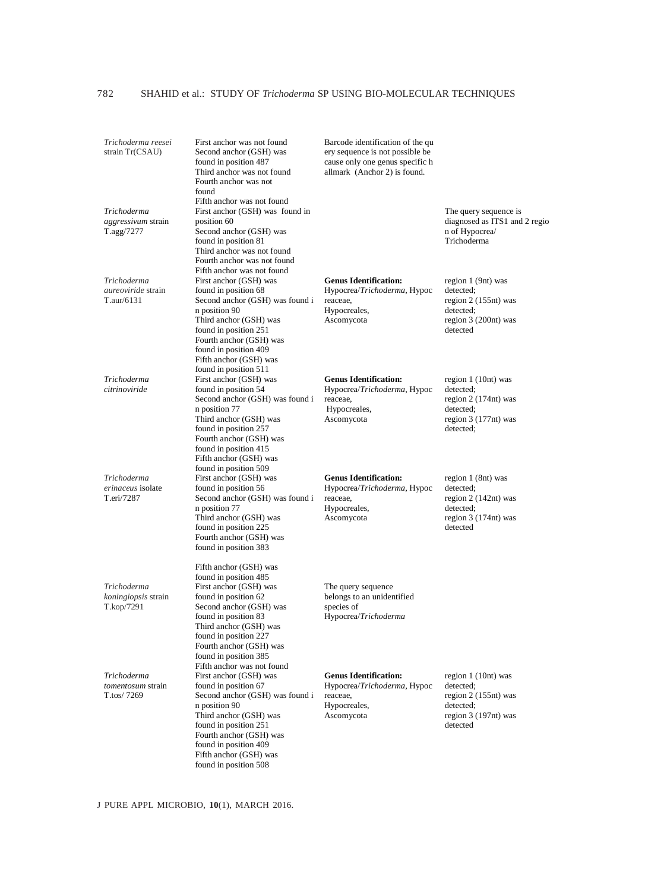| | | | |
|---|---|---|---|
| *Trichoderma reesei* strain Tr(CSAU) | First anchor was not found<br>Second anchor (GSH) was found in position 487<br>Third anchor was not found<br>Fourth anchor was not found<br>Fifth anchor was not found | Barcode identification of the query sequence is not possible because only one genus specific hallmark (Anchor 2) is found. | |
| *Trichoderma aggressivum* strain T.agg/7277 | First anchor (GSH) was found in position 60<br>Second anchor (GSH) was found in position 81<br>Third anchor was not found<br>Fourth anchor was not found<br>Fifth anchor was not found | | The query sequence is diagnosed as ITS1 and 2 region of Hypocrea/ Trichoderma |
| *Trichoderma aureoviride* strain T.aur/6131 | First anchor (GSH) was found in position 68<br>Second anchor (GSH) was found in position 90<br>Third anchor (GSH) was found in position 251<br>Fourth anchor (GSH) was found in position 409<br>Fifth anchor (GSH) was found in position 511 | **Genus Identification:** Hypocrea/*Trichoderma*, Hypocreaceae, Hypocreales, Ascomycota | region 1 (9nt) was detected;<br>region 2 (155nt) was detected;<br>region 3 (200nt) was detected |
| *Trichoderma citrinoviride* | First anchor (GSH) was found in position 54<br>Second anchor (GSH) was found in position 77<br>Third anchor (GSH) was found in position 257<br>Fourth anchor (GSH) was found in position 415<br>Fifth anchor (GSH) was found in position 509 | **Genus Identification:** Hypocrea/*Trichoderma*, Hypocreaceae, Hypocreales, Ascomycota | region 1 (10nt) was detected;<br>region 2 (174nt) was detected;<br>region 3 (177nt) was detected; |
| *Trichoderma erinaceus* isolate T.eri/7287 | First anchor (GSH) was found in position 56<br>Second anchor (GSH) was found in position 77<br>Third anchor (GSH) was found in position 225<br>Fourth anchor (GSH) was found in position 383<br>Fifth anchor (GSH) was found in position 485 | **Genus Identification:** Hypocrea/*Trichoderma*, Hypocreaceae, Hypocreales, Ascomycota | region 1 (8nt) was detected;<br>region 2 (142nt) was detected;<br>region 3 (174nt) was detected |
| *Trichoderma koningiopsis* strain T.kop/7291 | First anchor (GSH) was found in position 62<br>Second anchor (GSH) was found in position 83<br>Third anchor (GSH) was found in position 227<br>Fourth anchor (GSH) was found in position 385<br>Fifth anchor was not found | The query sequence belongs to an unidentified species of Hypocrea/*Trichoderma* | |
| *Trichoderma tomentosum* strain T.tos/ 7269 | First anchor (GSH) was found in position 67<br>Second anchor (GSH) was found in position 90<br>Third anchor (GSH) was found in position 251<br>Fourth anchor (GSH) was found in position 409<br>Fifth anchor (GSH) was found in position 508 | **Genus Identification:** Hypocrea/*Trichoderma*, Hypocreaceae, Hypocreales, Ascomycota | region 1 (10nt) was detected;<br>region 2 (155nt) was detected;<br>region 3 (197nt) was detected |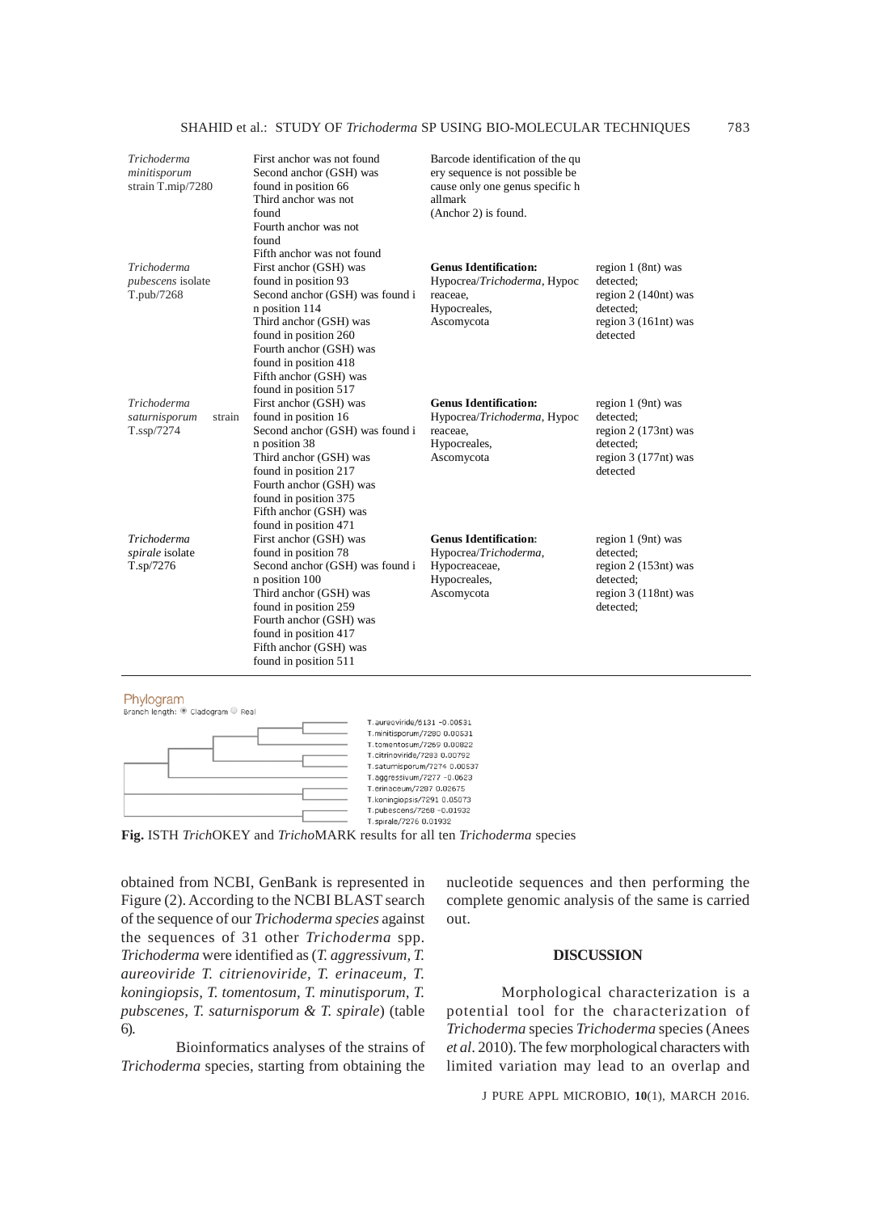| | | | |
|---|---|---|---|
| *Trichoderma minitisporum* strain T.mip/7280 | First anchor was not found<br>Second anchor (GSH) was found in position 66<br>Third anchor was not found<br>Fourth anchor was not found<br>Fifth anchor was not found | Barcode identification of the qu ery sequence is not possible be cause only one genus specific h allmark<br>(Anchor 2) is found. | |
| *Trichoderma pubescens* isolate T.pub/7268 | First anchor (GSH) was found in position 93<br>Second anchor (GSH) was found i n position 114<br>Third anchor (GSH) was found in position 260<br>Fourth anchor (GSH) was found in position 418<br>Fifth anchor (GSH) was found in position 517 | **Genus Identification:**<br>Hypocrea/*Trichoderma*, Hypoc reaceae,<br>Hypocreales,<br>Ascomycota | region 1 (8nt) was detected;<br>region 2 (140nt) was detected;<br>region 3 (161nt) was detected |
| *Trichoderma saturnisporum* strain T.ssp/7274 | First anchor (GSH) was found in position 16<br>Second anchor (GSH) was found i n position 38<br>Third anchor (GSH) was found in position 217<br>Fourth anchor (GSH) was found in position 375<br>Fifth anchor (GSH) was found in position 471 | **Genus Identification:**<br>Hypocrea/*Trichoderma*, Hypoc reaceae,<br>Hypocreales,<br>Ascomycota | region 1 (9nt) was detected;<br>region 2 (173nt) was detected;<br>region 3 (177nt) was detected |
| *Trichoderma spirale* isolate T.sp/7276 | First anchor (GSH) was found in position 78<br>Second anchor (GSH) was found i n position 100<br>Third anchor (GSH) was found in position 259<br>Fourth anchor (GSH) was found in position 417<br>Fifth anchor (GSH) was found in position 511 | **Genus Identification:**<br>Hypocrea/*Trichoderma*,<br>Hypocreaceae,<br>Hypocreales,<br>Ascomycota | region 1 (9nt) was detected;<br>region 2 (153nt) was detected;<br>region 3 (118nt) was detected; |

Phylogram
Branch length: Cladogram Real

T.aureoviride/6131 -0.00531
T.minitisporum/7280 0.00531
T.tomentosum/7269 0.00822
T.citrinoviride/7283 0.00792
T.saturnisporum/7274 0.00537
T.aggressivum/7277 -0.0623
T.erinaceum/7287 0.02675
T.koningiopsis/7291 0.05073
T.pubescens/7268 -0.01932
T.spirale/7276 0.01932

**Fig.** ISTH *Trich*OKEY and *Tricho*MARK results for all ten *Trichoderma* species

obtained from NCBI, GenBank is represented in Figure (2). According to the NCBI BLAST search of the sequence of our *Trichoderma species* against the sequences of 31 other *Trichoderma* spp. *Trichoderma* were identified as (*T. aggressivum, T. aureoviride T. citrienoviride, T. erinaceum, T. koningiopsis, T. tomentosum, T. minutisporum, T. pubscenes, T. saturnisporum & T. spirale*) (table 6).

Bioinformatics analyses of the strains of *Trichoderma* species, starting from obtaining the nucleotide sequences and then performing the complete genomic analysis of the same is carried out.

## DISCUSSION

Morphological characterization is a potential tool for the characterization of *Trichoderma* species *Trichoderma* species (Anees *et al*. 2010). The few morphological characters with limited variation may lead to an overlap and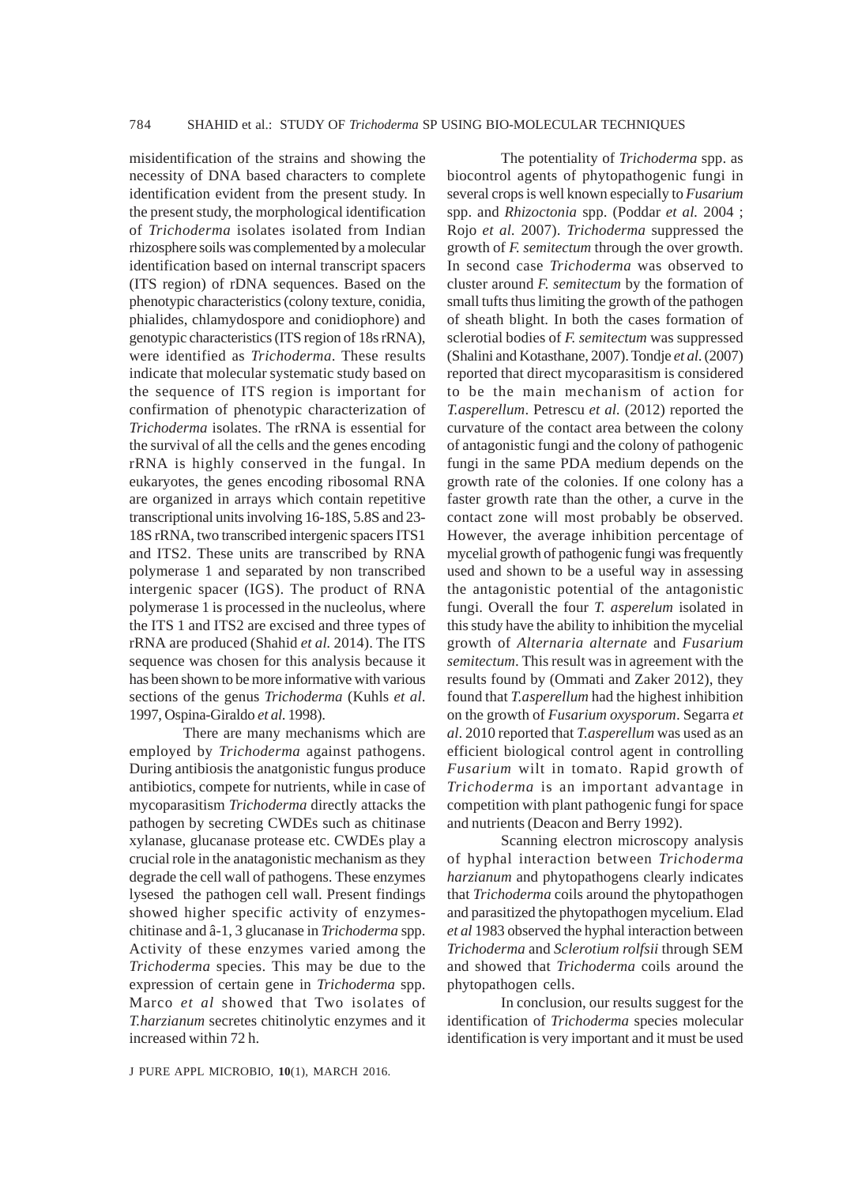misidentification of the strains and showing the necessity of DNA based characters to complete identification evident from the present study. In the present study, the morphological identification of *Trichoderma* isolates isolated from Indian rhizosphere soils was complemented by a molecular identification based on internal transcript spacers (ITS region) of rDNA sequences. Based on the phenotypic characteristics (colony texture, conidia, phialides, chlamydospore and conidiophore) and genotypic characteristics (ITS region of 18s rRNA), were identified as *Trichoderma*. These results indicate that molecular systematic study based on the sequence of ITS region is important for confirmation of phenotypic characterization of *Trichoderma* isolates. The rRNA is essential for the survival of all the cells and the genes encoding rRNA is highly conserved in the fungal. In eukaryotes, the genes encoding ribosomal RNA are organized in arrays which contain repetitive transcriptional units involving 16-18S, 5.8S and 23-18S rRNA, two transcribed intergenic spacers ITS1 and ITS2. These units are transcribed by RNA polymerase 1 and separated by non transcribed intergenic spacer (IGS). The product of RNA polymerase 1 is processed in the nucleolus, where the ITS 1 and ITS2 are excised and three types of rRNA are produced (Shahid *et al.* 2014). The ITS sequence was chosen for this analysis because it has been shown to be more informative with various sections of the genus *Trichoderma* (Kuhls *et al.* 1997, Ospina-Giraldo *et al.* 1998).

There are many mechanisms which are employed by *Trichoderma* against pathogens. During antibiosis the anatgonistic fungus produce antibiotics, compete for nutrients, while in case of mycoparasitism *Trichoderma* directly attacks the pathogen by secreting CWDEs such as chitinase xylanase, glucanase protease etc. CWDEs play a crucial role in the anatagonistic mechanism as they degrade the cell wall of pathogens. These enzymes lysesed the pathogen cell wall. Present findings showed higher specific activity of enzymes-chitinase and â-1, 3 glucanase in *Trichoderma* spp. Activity of these enzymes varied among the *Trichoderma* species. This may be due to the expression of certain gene in *Trichoderma* spp. Marco *et al* showed that Two isolates of *T.harzianum* secretes chitinolytic enzymes and it increased within 72 h.

The potentiality of *Trichoderma* spp. as biocontrol agents of phytopathogenic fungi in several crops is well known especially to *Fusarium* spp. and *Rhizoctonia* spp. (Poddar *et al.* 2004 ; Rojo *et al.* 2007). *Trichoderma* suppressed the growth of *F. semitectum* through the over growth. In second case *Trichoderma* was observed to cluster around *F. semitectum* by the formation of small tufts thus limiting the growth of the pathogen of sheath blight. In both the cases formation of sclerotial bodies of *F. semitectum* was suppressed (Shalini and Kotasthane, 2007). Tondje *et al.* (2007) reported that direct mycoparasitism is considered to be the main mechanism of action for *T.asperellum*. Petrescu *et al.* (2012) reported the curvature of the contact area between the colony of antagonistic fungi and the colony of pathogenic fungi in the same PDA medium depends on the growth rate of the colonies. If one colony has a faster growth rate than the other, a curve in the contact zone will most probably be observed. However, the average inhibition percentage of mycelial growth of pathogenic fungi was frequently used and shown to be a useful way in assessing the antagonistic potential of the antagonistic fungi. Overall the four *T. asperelum* isolated in this study have the ability to inhibition the mycelial growth of *Alternaria alternate* and *Fusarium semitectum*. This result was in agreement with the results found by (Ommati and Zaker 2012), they found that *T.asperellum* had the highest inhibition on the growth of *Fusarium oxysporum*. Segarra *et al*. 2010 reported that *T.asperellum* was used as an efficient biological control agent in controlling *Fusarium* wilt in tomato. Rapid growth of *Trichoderma* is an important advantage in competition with plant pathogenic fungi for space and nutrients (Deacon and Berry 1992).

Scanning electron microscopy analysis of hyphal interaction between *Trichoderma harzianum* and phytopathogens clearly indicates that *Trichoderma* coils around the phytopathogen and parasitized the phytopathogen mycelium. Elad *et al* 1983 observed the hyphal interaction between *Trichoderma* and *Sclerotium rolfsii* through SEM and showed that *Trichoderma* coils around the phytopathogen cells.

In conclusion, our results suggest for the identification of *Trichoderma* species molecular identification is very important and it must be used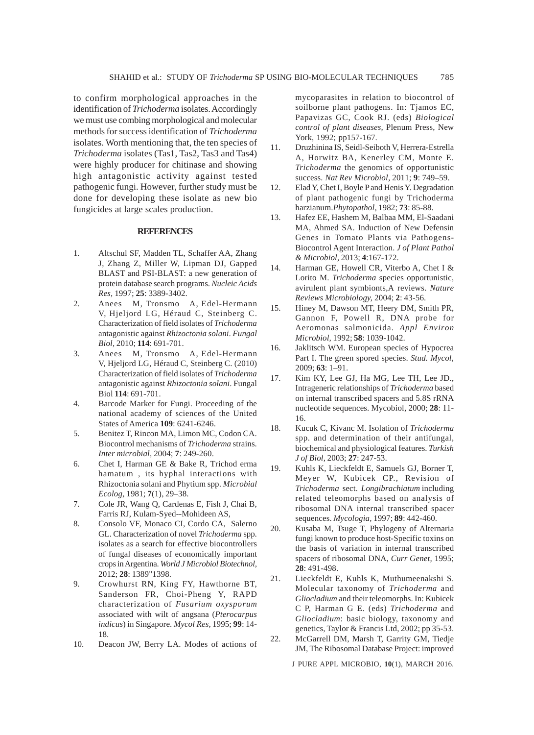to confirm morphological approaches in the identification of *Trichoderma* isolates. Accordingly we must use combing morphological and molecular methods for success identification of *Trichoderma* isolates. Worth mentioning that, the ten species of *Trichoderma* isolates (Tas1, Tas2, Tas3 and Tas4) were highly producer for chitinase and showing high antagonistic activity against tested pathogenic fungi. However, further study must be done for developing these isolate as new bio fungicides at large scales production.

## REFERENCES

1. Altschul SF, Madden TL, Schaffer AA, Zhang J, Zhang Z, Miller W, Lipman DJ, Gapped BLAST and PSI-BLAST: a new generation of protein database search programs. *Nucleic Acids Res*, 1997; **25**: 3389-3402.
2. Anees M, Tronsmo A, Edel-Hermann V, Hjeljord LG, Héraud C, Steinberg C. Characterization of field isolates of *Trichoderma* antagonistic against *Rhizoctonia solani*. *Fungal Biol*, 2010; **114**: 691-701.
3. Anees M, Tronsmo A, Edel-Hermann V, Hjeljord LG, Héraud C, Steinberg C. (2010) Characterization of field isolates of *Trichoderma* antagonistic against *Rhizoctonia solani*. Fungal Biol **114**: 691-701.
4. Barcode Marker for Fungi. Proceeding of the national academy of sciences of the United States of America **109**: 6241-6246.
5. Benitez T, Rincon MA, Limon MC, Codon CA. Biocontrol mechanisms of *Trichoderma* strains. *Inter microbial*, 2004; **7**: 249-260.
6. Chet I, Harman GE & Bake R, Trichod erma hamatum , its hyphal interactions with Rhizoctonia solani and Phytium spp. *Microbial Ecolog*, 1981; **7**(1), 29–38.
7. Cole JR, Wang Q, Cardenas E, Fish J, Chai B, Farris RJ, Kulam-Syed--Mohideen AS,
8. Consolo VF, Monaco CI, Cordo CA, Salerno GL. Characterization of novel *Trichoderma* spp. isolates as a search for effective biocontrollers of fungal diseases of economically important crops in Argentina. *World J Microbiol Biotechnol*, 2012; **28**: 1389"1398.
9. Crowhurst RN, King FY, Hawthorne BT, Sanderson FR, Choi-Pheng Y, RAPD characterization of *Fusarium oxysporum* associated with wilt of angsana (*Pterocarpus indicus*) in Singapore. *Mycol Res*, 1995; **99**: 14-18.
10. Deacon JW, Berry LA. Modes of actions of mycoparasites in relation to biocontrol of soilborne plant pathogens. In: Tjamos EC, Papavizas GC, Cook RJ. (eds) *Biological control of plant diseases*, Plenum Press, New York, 1992; pp157-167.
11. Druzhinina IS, Seidl-Seiboth V, Herrera-Estrella A, Horwitz BA, Kenerley CM, Monte E. *Trichoderma* the genomics of opportunistic success. *Nat Rev Microbiol*, 2011; **9**: 749–59.
12. Elad Y, Chet I, Boyle P and Henis Y. Degradation of plant pathogenic fungi by Trichoderma harzianum.*Phytopathol*, 1982; **73**: 85-88.
13. Hafez EE, Hashem M, Balbaa MM, El-Saadani MA, Ahmed SA. Induction of New Defensin Genes in Tomato Plants via Pathogens-Biocontrol Agent Interaction. *J of Plant Pathol & Microbiol*, 2013; **4**:167-172.
14. Harman GE, Howell CR, Viterbo A, Chet I & Lorito M. *Trichoderma* species opportunistic, avirulent plant symbionts,A reviews. *Nature Reviews Microbiology*, 2004; **2**: 43-56.
15. Hiney M, Dawson MT, Heery DM, Smith PR, Gannon F, Powell R, DNA probe for Aeromonas salmonicida. *Appl Environ Microbiol*, 1992; **58**: 1039-1042.
16. Jaklitsch WM. European species of Hypocrea Part I. The green spored species. *Stud. Mycol*, 2009; **63**: 1–91.
17. Kim KY, Lee GJ, Ha MG, Lee TH, Lee JD., Intrageneric relationships of *Trichoderma* based on internal transcribed spacers and 5.8S rRNA nucleotide sequences. Mycobiol, 2000; **28**: 11-16.
18. Kucuk C, Kivanc M. Isolation of *Trichoderma* spp. and determination of their antifungal, biochemical and physiological features. *Turkish J of Biol*, 2003; **27**: 247-53.
19. Kuhls K, Lieckfeldt E, Samuels GJ, Borner T, Meyer W, Kubicek CP., Revision of *Trichoderma* sect. *Longibrachiatum* including related teleomorphs based on analysis of ribosomal DNA internal transcribed spacer sequences. *Mycologia*, 1997; **89**: 442-460.
20. Kusaba M, Tsuge T, Phylogeny of Alternaria fungi known to produce host-Specific toxins on the basis of variation in internal transcribed spacers of ribosomal DNA, *Curr Genet*, 1995; **28**: 491-498.
21. Lieckfeldt E, Kuhls K, Muthumeenakshi S. Molecular taxonomy of *Trichoderma* and *Gliocladium* and their teleomorphs. In: Kubicek C P, Harman G E. (eds) *Trichoderma* and *Gliocladium*: basic biology, taxonomy and genetics, Taylor & Francis Ltd, 2002; pp 35-53.
22. McGarrell DM, Marsh T, Garrity GM, Tiedje JM, The Ribosomal Database Project: improved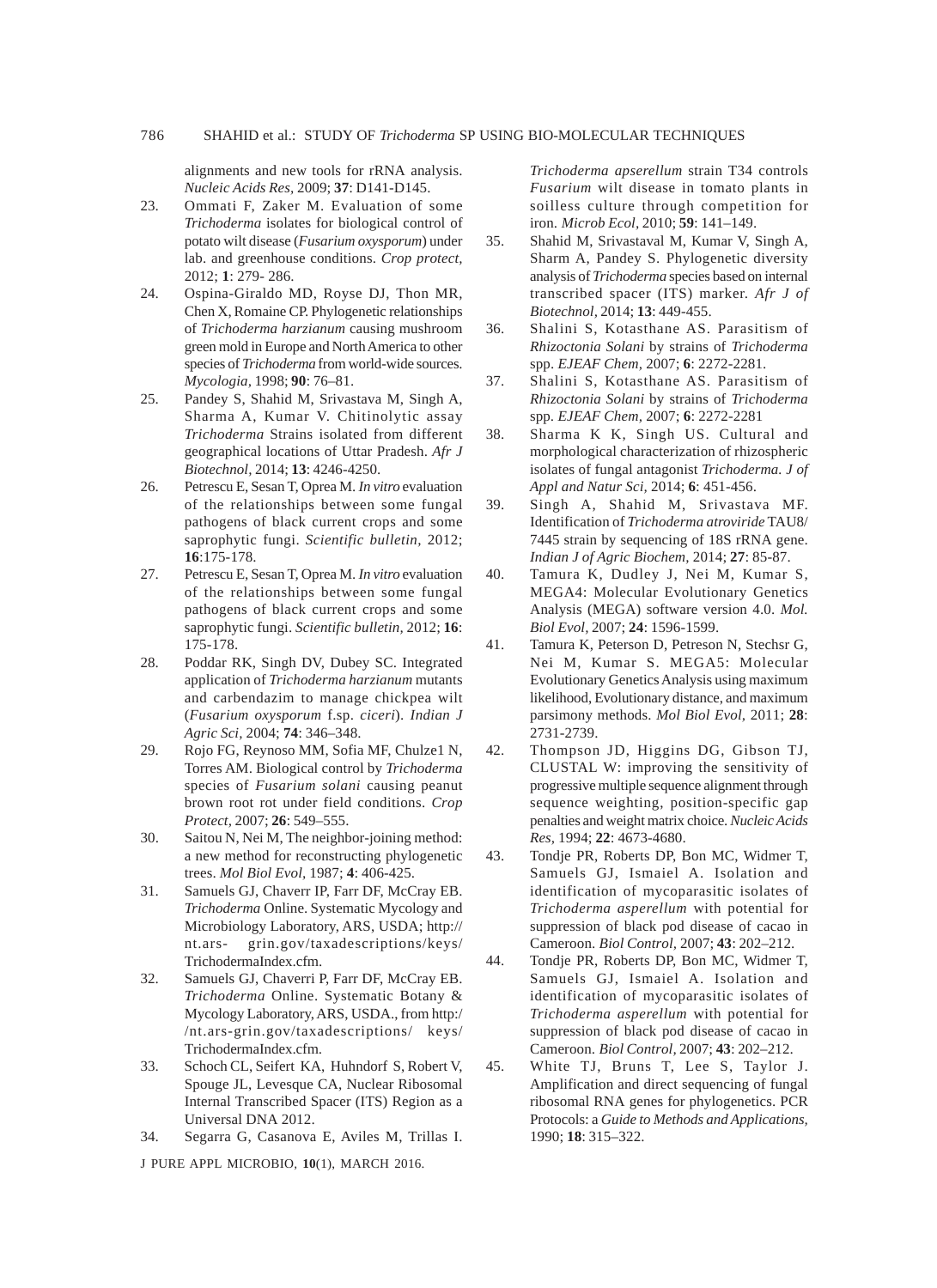alignments and new tools for rRNA analysis. *Nucleic Acids Res*, 2009; **37**: D141-D145.

23. Ommati F, Zaker M. Evaluation of some *Trichoderma* isolates for biological control of potato wilt disease (*Fusarium oxysporum*) under lab. and greenhouse conditions. *Crop protect,* 2012; **1**: 279- 286.
24. Ospina-Giraldo MD, Royse DJ, Thon MR, Chen X, Romaine CP. Phylogenetic relationships of *Trichoderma harzianum* causing mushroom green mold in Europe and North America to other species of *Trichoderma* from world-wide sources. *Mycologia,* 1998; **90**: 76–81.
25. Pandey S, Shahid M, Srivastava M, Singh A, Sharma A, Kumar V. Chitinolytic assay *Trichoderma* Strains isolated from different geographical locations of Uttar Pradesh. *Afr J Biotechnol,* 2014; **13**: 4246-4250.
26. Petrescu E, Sesan T, Oprea M. *In vitro* evaluation of the relationships between some fungal pathogens of black current crops and some saprophytic fungi. *Scientific bulletin,* 2012; **16**:175-178.
27. Petrescu E, Sesan T, Oprea M. *In vitro* evaluation of the relationships between some fungal pathogens of black current crops and some saprophytic fungi. *Scientific bulletin,* 2012; **16**: 175-178.
28. Poddar RK, Singh DV, Dubey SC. Integrated application of *Trichoderma harzianum* mutants and carbendazim to manage chickpea wilt (*Fusarium oxysporum* f.sp. *ciceri*). *Indian J Agric Sci,* 2004; **74**: 346–348.
29. Rojo FG, Reynoso MM, Sofia MF, Chulze1 N, Torres AM. Biological control by *Trichoderma* species of *Fusarium solani* causing peanut brown root rot under field conditions. *Crop Protect,* 2007; **26**: 549–555.
30. Saitou N, Nei M, The neighbor-joining method: a new method for reconstructing phylogenetic trees. *Mol Biol Evol,* 1987; **4**: 406-425.
31. Samuels GJ, Chaverr IP, Farr DF, McCray EB. *Trichoderma* Online. Systematic Mycology and Microbiology Laboratory, ARS, USDA; http://nt.ars- grin.gov/taxadescriptions/keys/TrichodermaIndex.cfm.
32. Samuels GJ, Chaverri P, Farr DF, McCray EB. *Trichoderma* Online. Systematic Botany & Mycology Laboratory, ARS, USDA., from http://nt.ars-grin.gov/taxadescriptions/ keys/TrichodermaIndex.cfm.
33. Schoch CL, Seifert KA, Huhndorf S, Robert V, Spouge JL, Levesque CA, Nuclear Ribosomal Internal Transcribed Spacer (ITS) Region as a Universal DNA 2012.
34. Segarra G, Casanova E, Aviles M, Trillas I. *Trichoderma apserellum* strain T34 controls *Fusarium* wilt disease in tomato plants in soilless culture through competition for iron. *Microb Ecol,* 2010; **59**: 141–149.
35. Shahid M, Srivastaval M, Kumar V, Singh A, Sharm A, Pandey S. Phylogenetic diversity analysis of *Trichoderma* species based on internal transcribed spacer (ITS) marker. *Afr J of Biotechnol,* 2014; **13**: 449-455.
36. Shalini S, Kotasthane AS. Parasitism of *Rhizoctonia Solani* by strains of *Trichoderma* spp. *EJEAF Chem,* 2007; **6**: 2272-2281.
37. Shalini S, Kotasthane AS. Parasitism of *Rhizoctonia Solani* by strains of *Trichoderma* spp. *EJEAF Chem,* 2007; **6**: 2272-2281
38. Sharma K K, Singh US. Cultural and morphological characterization of rhizospheric isolates of fungal antagonist *Trichoderma. J of Appl and Natur Sci,* 2014; **6**: 451-456.
39. Singh A, Shahid M, Srivastava MF. Identification of *Trichoderma atroviride* TAU8/7445 strain by sequencing of 18S rRNA gene. *Indian J of Agric Biochem,* 2014; **27**: 85-87.
40. Tamura K, Dudley J, Nei M, Kumar S, MEGA4: Molecular Evolutionary Genetics Analysis (MEGA) software version 4.0. *Mol. Biol Evol,* 2007; **24**: 1596-1599.
41. Tamura K, Peterson D, Petreson N, Stechsr G, Nei M, Kumar S. MEGA5: Molecular Evolutionary Genetics Analysis using maximum likelihood, Evolutionary distance, and maximum parsimony methods. *Mol Biol Evol,* 2011; **28**: 2731-2739.
42. Thompson JD, Higgins DG, Gibson TJ, CLUSTAL W: improving the sensitivity of progressive multiple sequence alignment through sequence weighting, position-specific gap penalties and weight matrix choice. *Nucleic Acids Res,* 1994; **22**: 4673-4680.
43. Tondje PR, Roberts DP, Bon MC, Widmer T, Samuels GJ, Ismaiel A. Isolation and identification of mycoparasitic isolates of *Trichoderma asperellum* with potential for suppression of black pod disease of cacao in Cameroon. *Biol Control,* 2007; **43**: 202–212.
44. Tondje PR, Roberts DP, Bon MC, Widmer T, Samuels GJ, Ismaiel A. Isolation and identification of mycoparasitic isolates of *Trichoderma asperellum* with potential for suppression of black pod disease of cacao in Cameroon. *Biol Control,* 2007; **43**: 202–212.
45. White TJ, Bruns T, Lee S, Taylor J. Amplification and direct sequencing of fungal ribosomal RNA genes for phylogenetics. PCR Protocols: a *Guide to Methods and Applications,* 1990; **18**: 315–322.